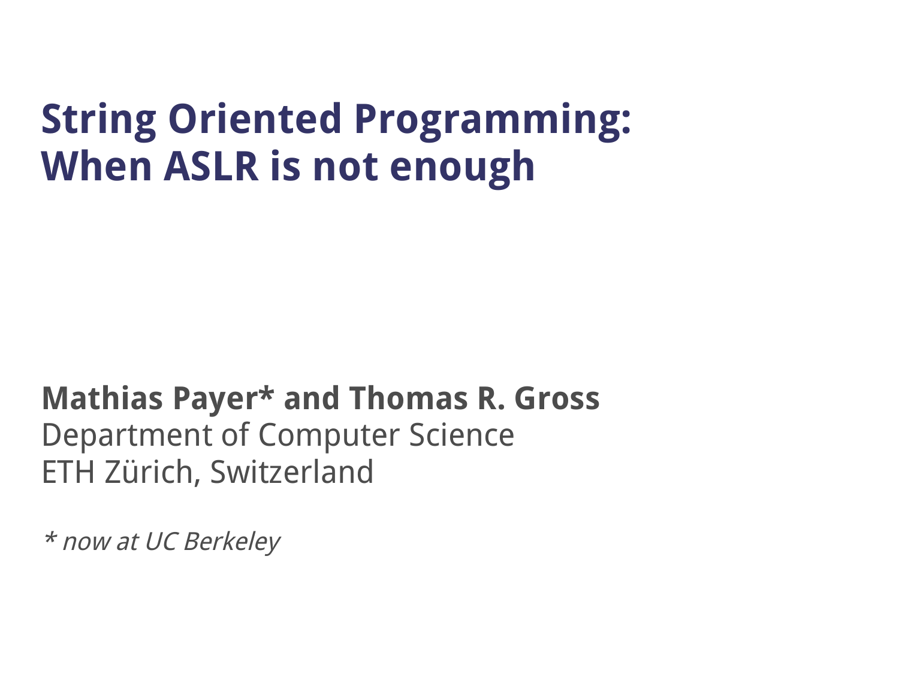# String Oriented Programming: When ASLR is not enough

**Mathias Payer* and Thomas R. Gross**
Department of Computer Science
ETH Zürich, Switzerland

*\* now at UC Berkeley*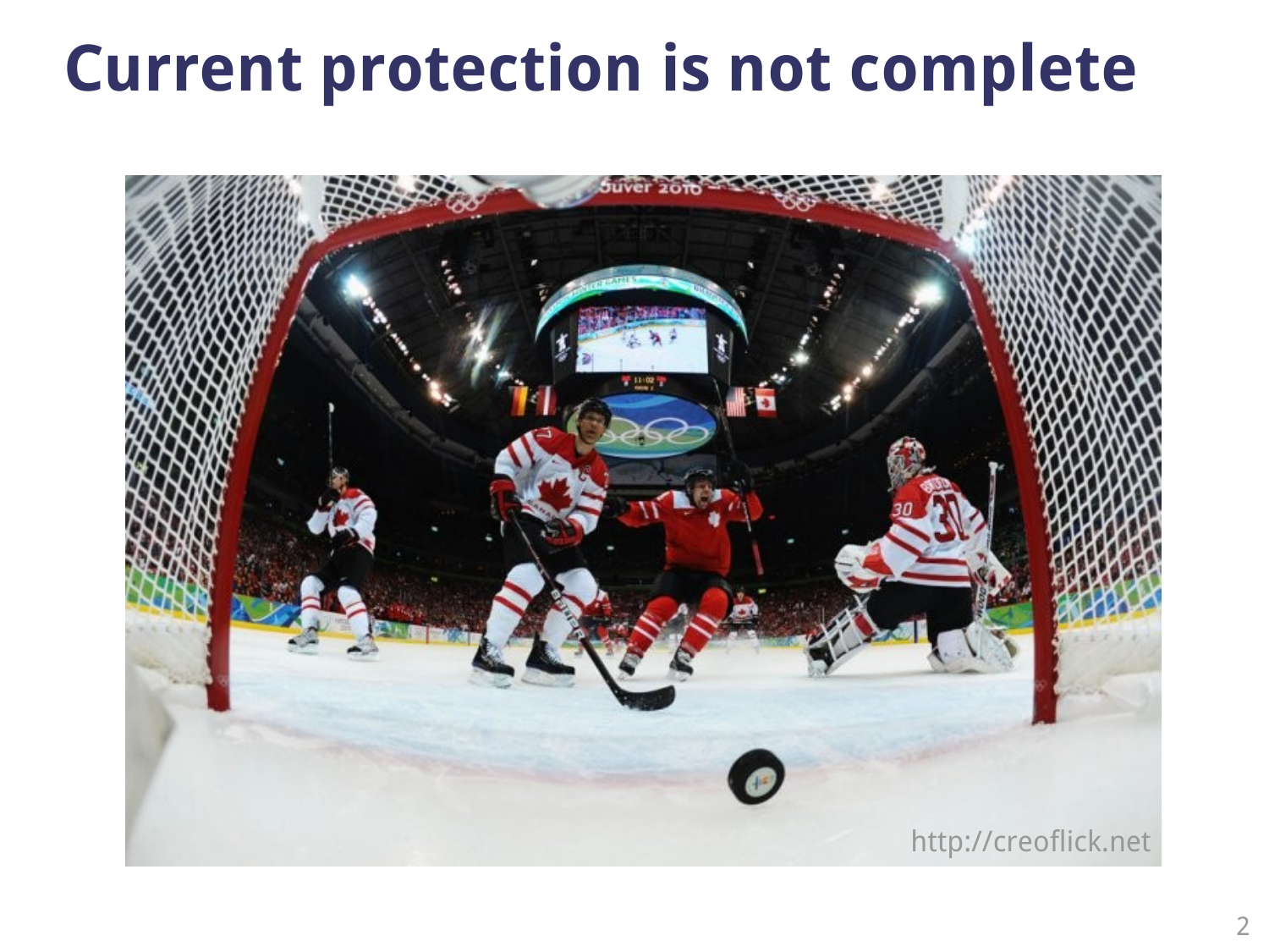# Current protection is not complete

http://creoflick.net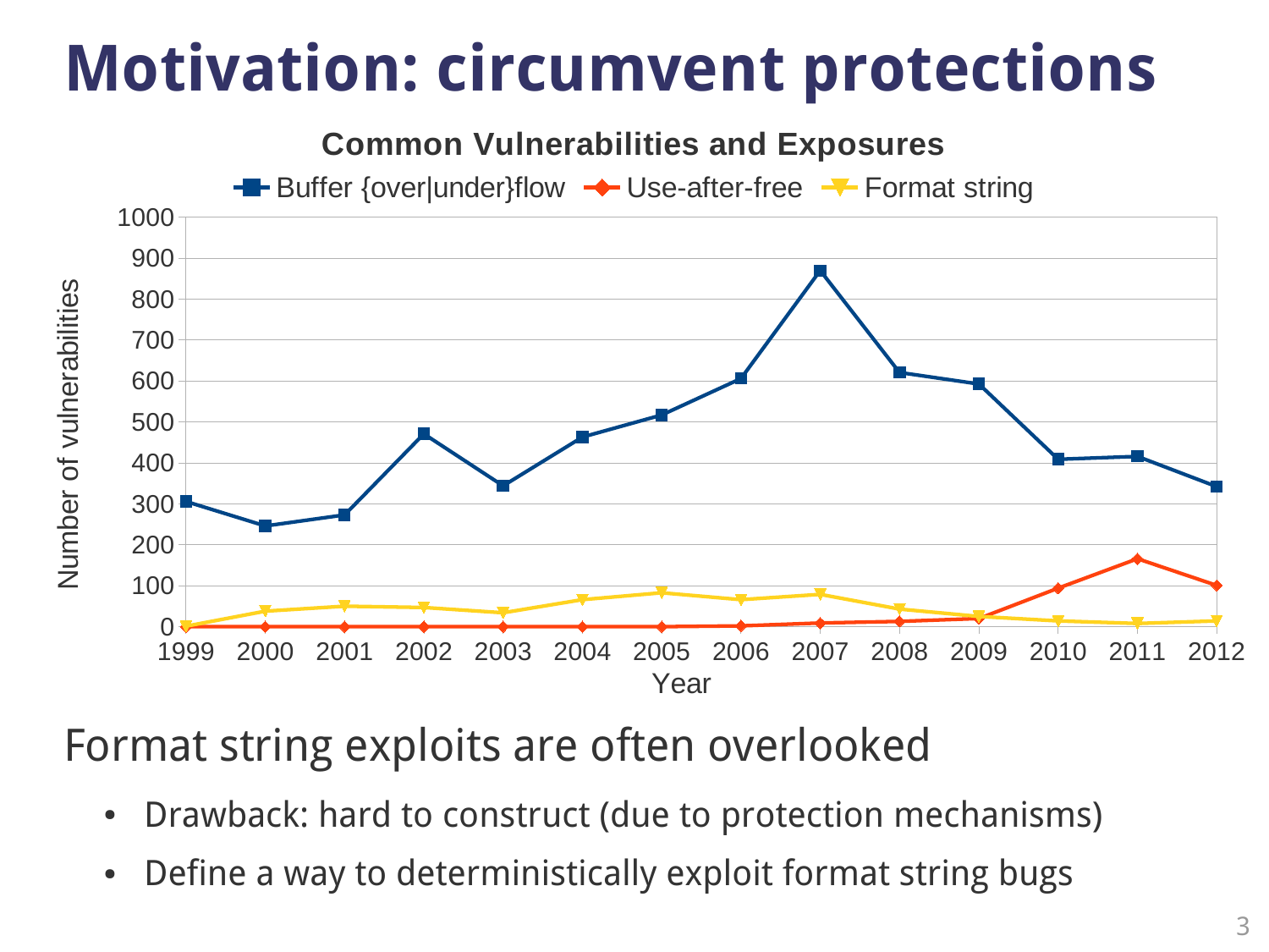# Motivation: circumvent protections

**Common Vulnerabilities and Exposures**

Buffer {over|under}flow — Use-after-free — Format string

Number of vulnerabilities

Year

Format string exploits are often overlooked

- Drawback: hard to construct (due to protection mechanisms)
- Define a way to deterministically exploit format string bugs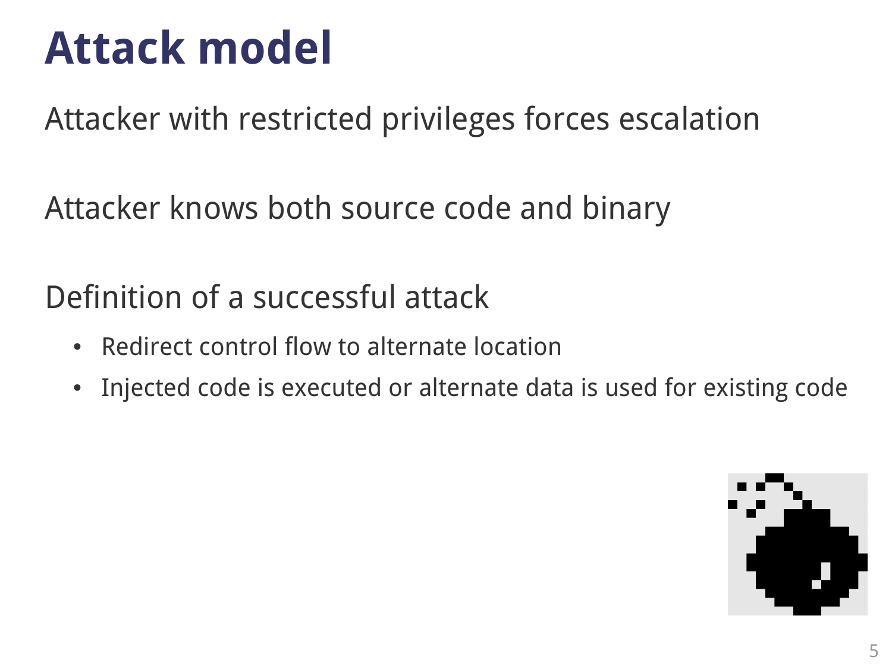# Attack model

Attacker with restricted privileges forces escalation

Attacker knows both source code and binary

Definition of a successful attack

- Redirect control flow to alternate location
- Injected code is executed or alternate data is used for existing code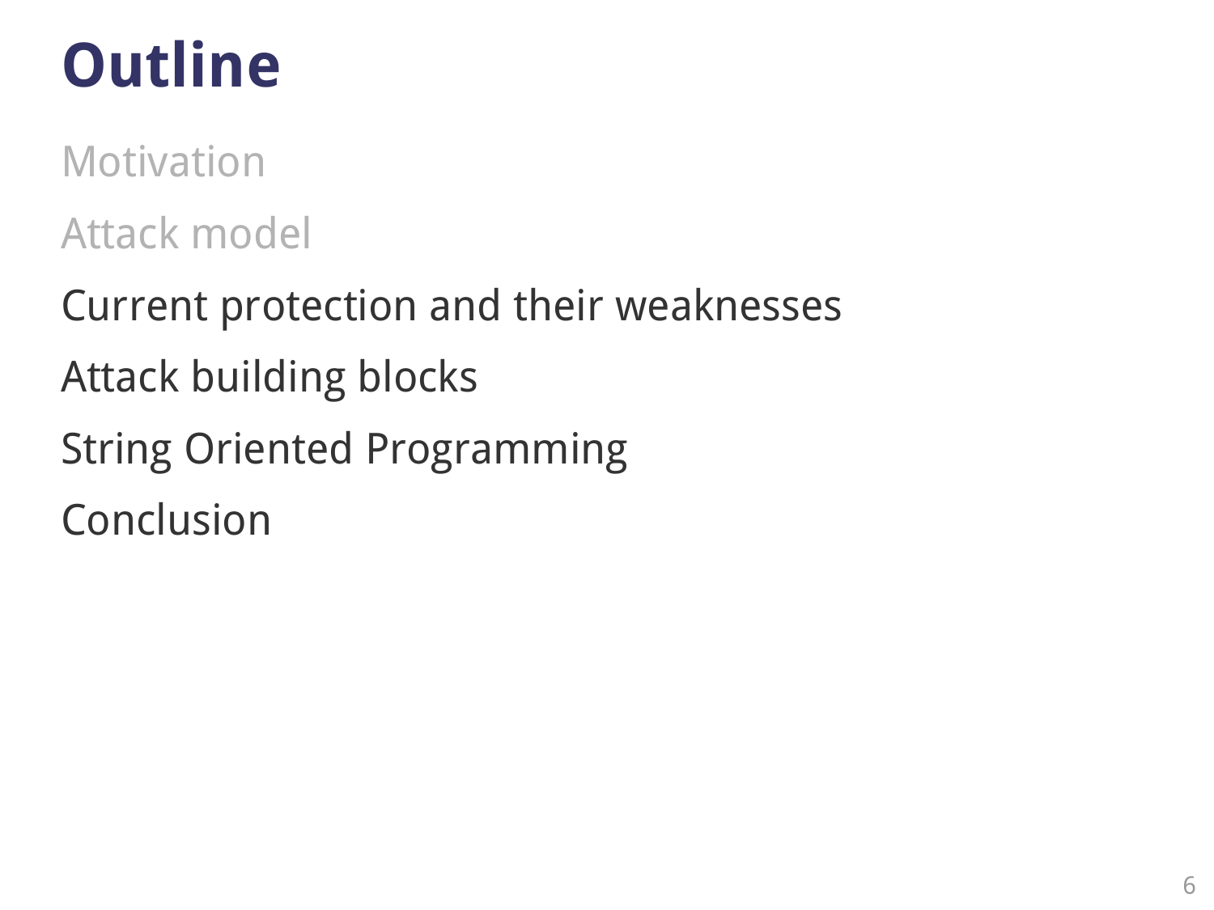# Outline

Motivation

Attack model

Current protection and their weaknesses

Attack building blocks

String Oriented Programming

Conclusion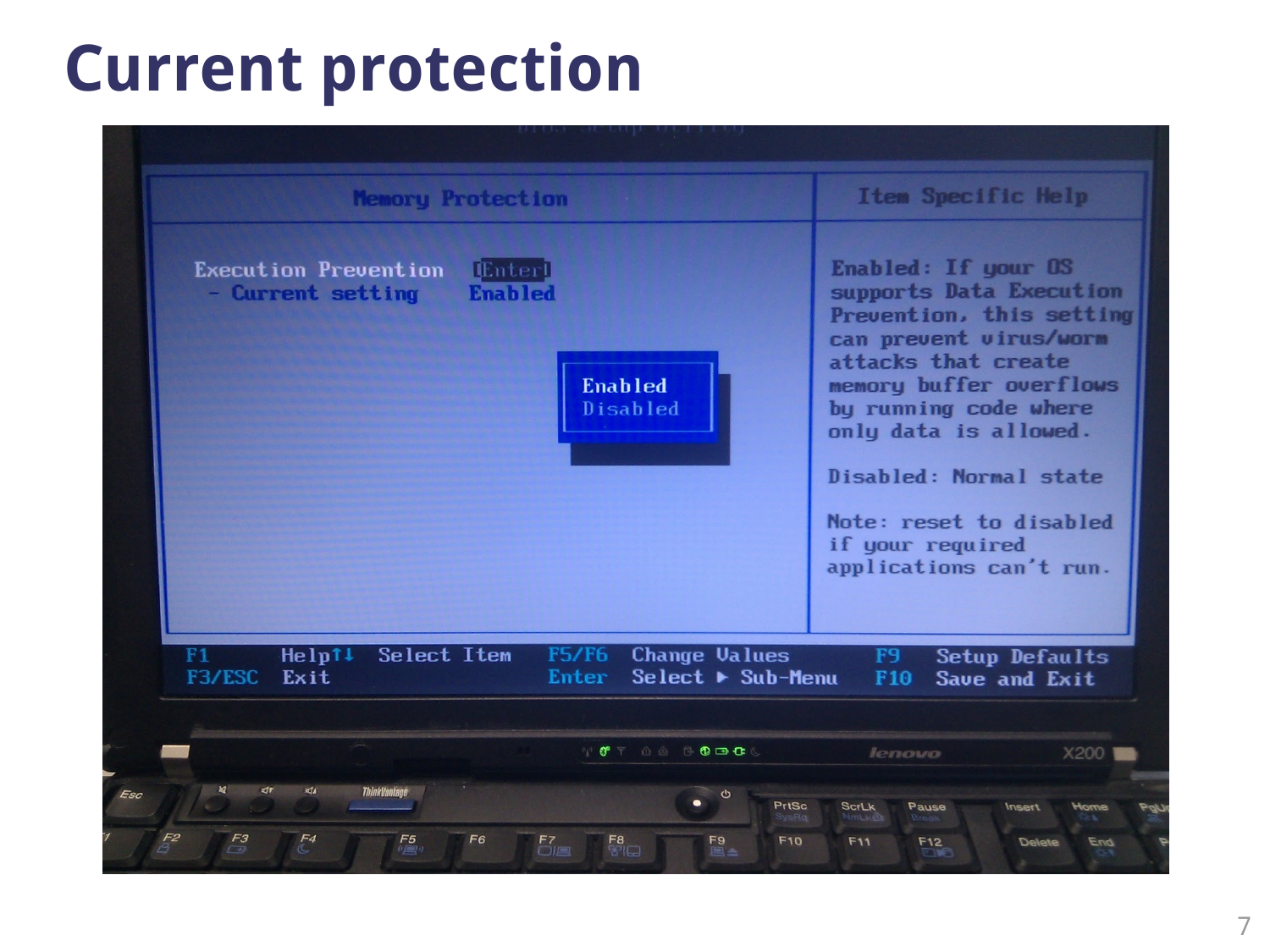# Current protection

**Memory Protection**

Execution Prevention [Enter]
- Current setting Enabled

Enabled
Disabled

**Item Specific Help**

Enabled: If your OS supports Data Execution Prevention, this setting can prevent virus/worm attacks that create memory buffer overflows by running code where only data is allowed.

Disabled: Normal state

Note: reset to disabled if your required applications can't run.

F1 Help ↑↓ Select Item F5/F6 Change Values F9 Setup Defaults
F3/ESC Exit Enter Select ▶ Sub-Menu F10 Save and Exit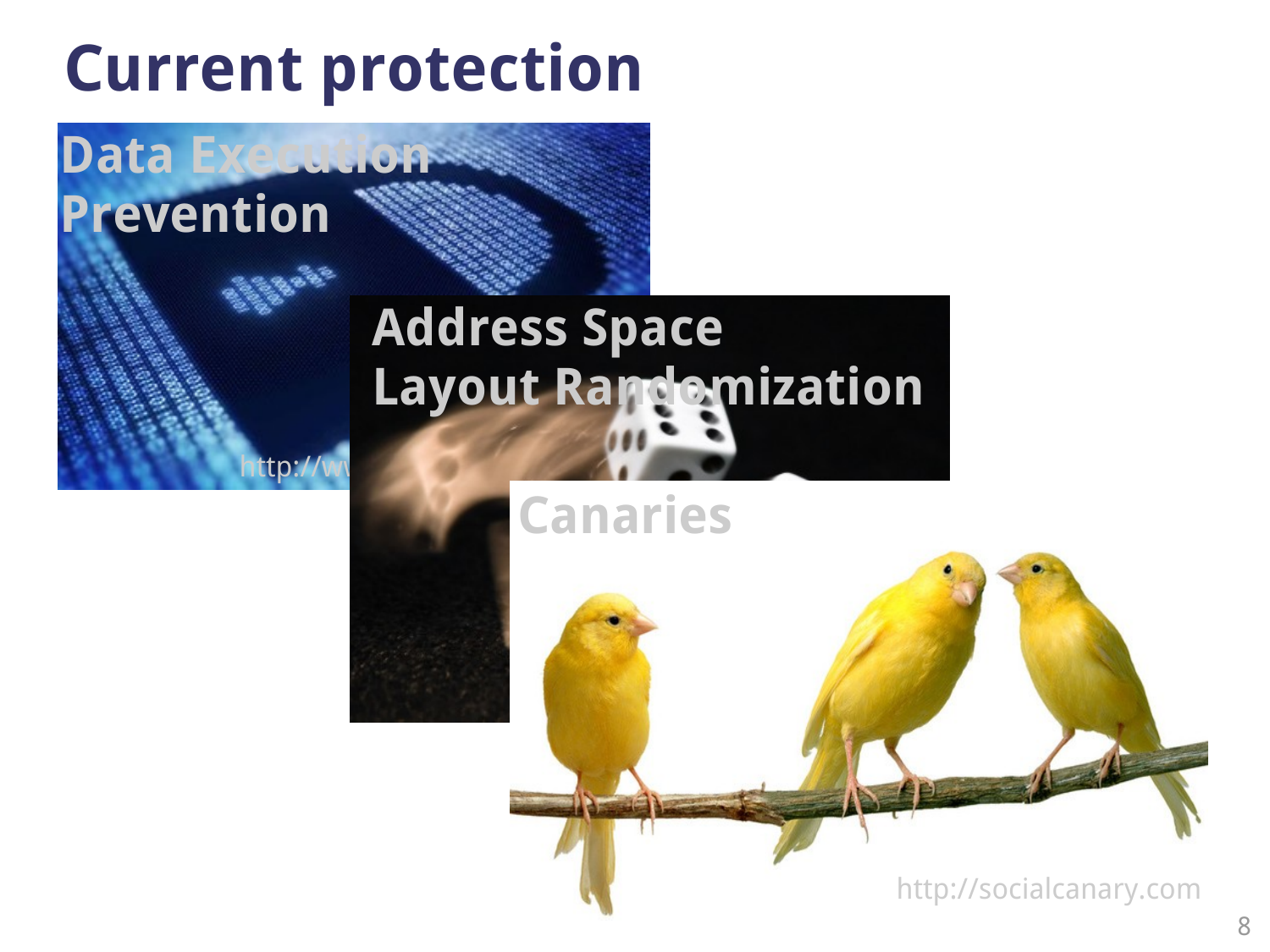# Current protection

Data Execution Prevention

Address Space Layout Randomization

Canaries

http://socialcanary.com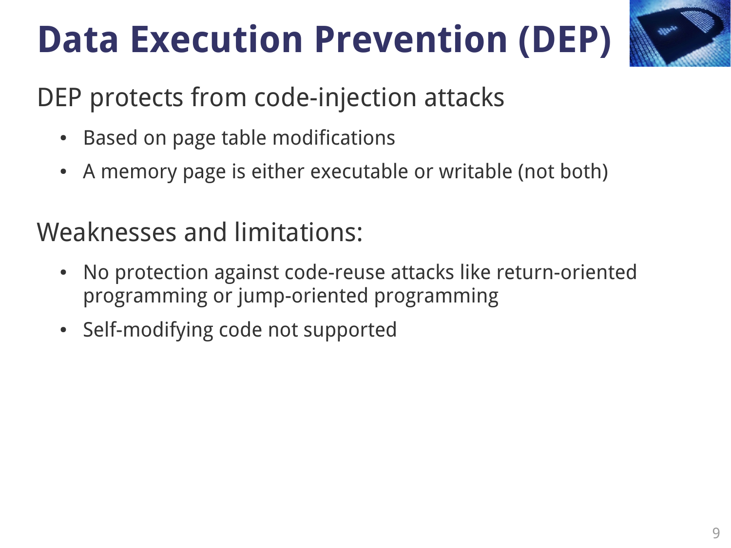# Data Execution Prevention (DEP)

DEP protects from code-injection attacks

- Based on page table modifications
- A memory page is either executable or writable (not both)

Weaknesses and limitations:

- No protection against code-reuse attacks like return-oriented programming or jump-oriented programming
- Self-modifying code not supported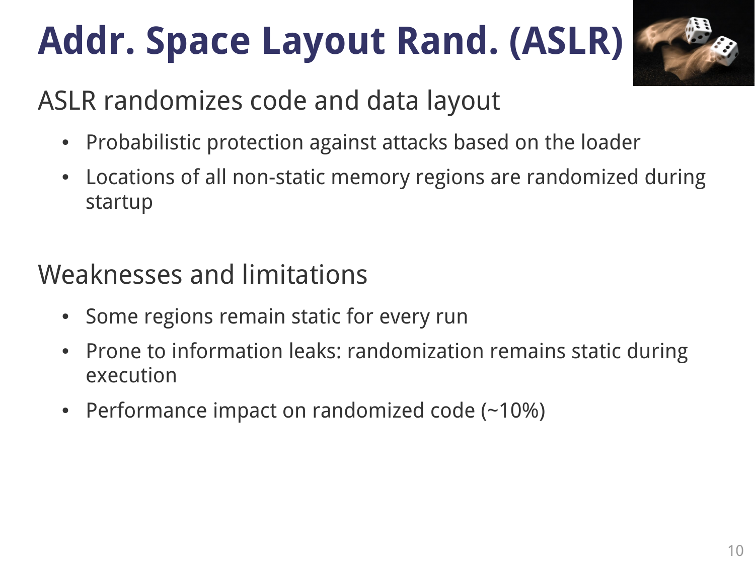# Addr. Space Layout Rand. (ASLR)

ASLR randomizes code and data layout

- Probabilistic protection against attacks based on the loader
- Locations of all non-static memory regions are randomized during startup

Weaknesses and limitations

- Some regions remain static for every run
- Prone to information leaks: randomization remains static during execution
- Performance impact on randomized code (~10%)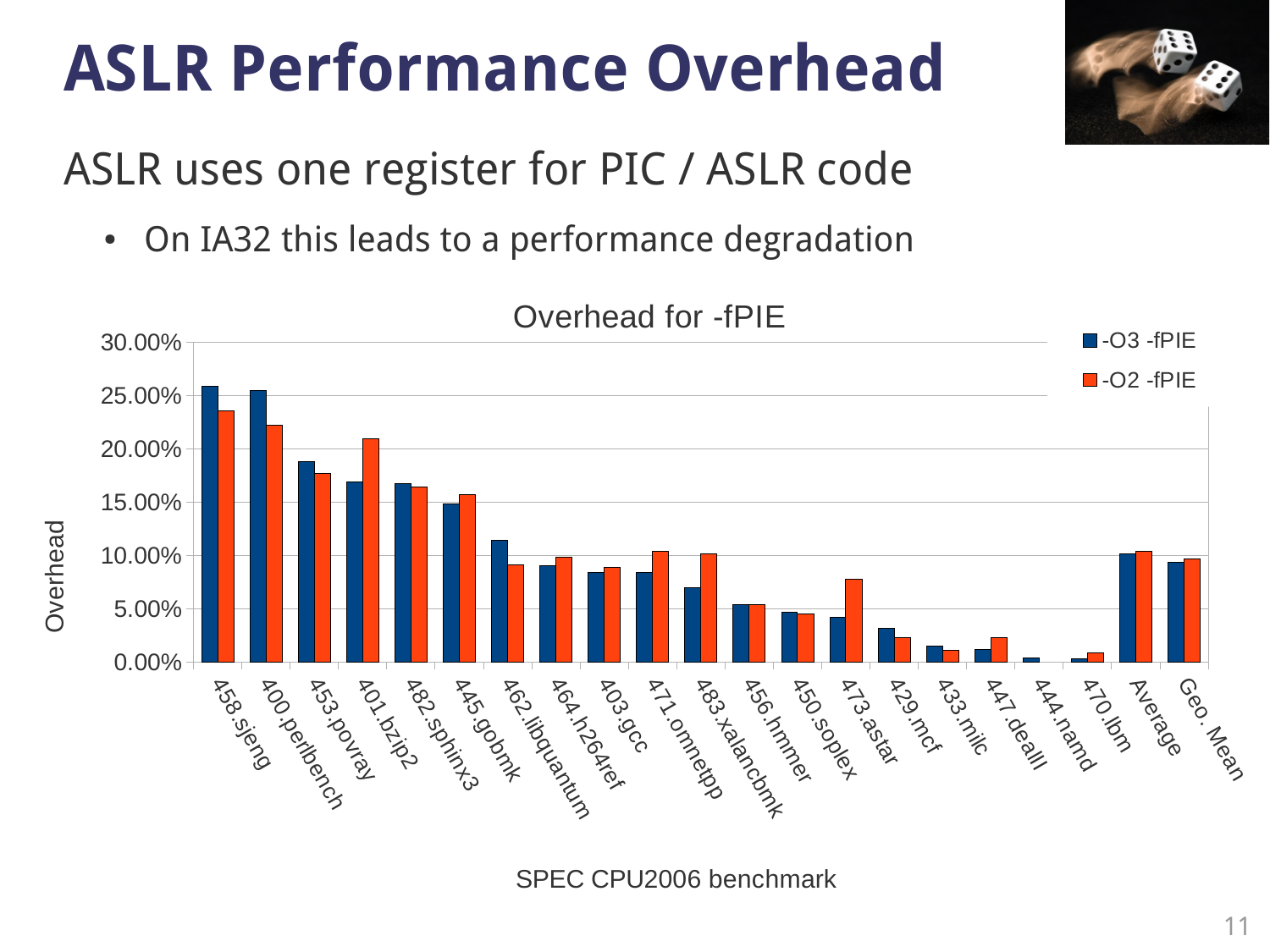# ASLR Performance Overhead

ASLR uses one register for PIC / ASLR code

- On IA32 this leads to a performance degradation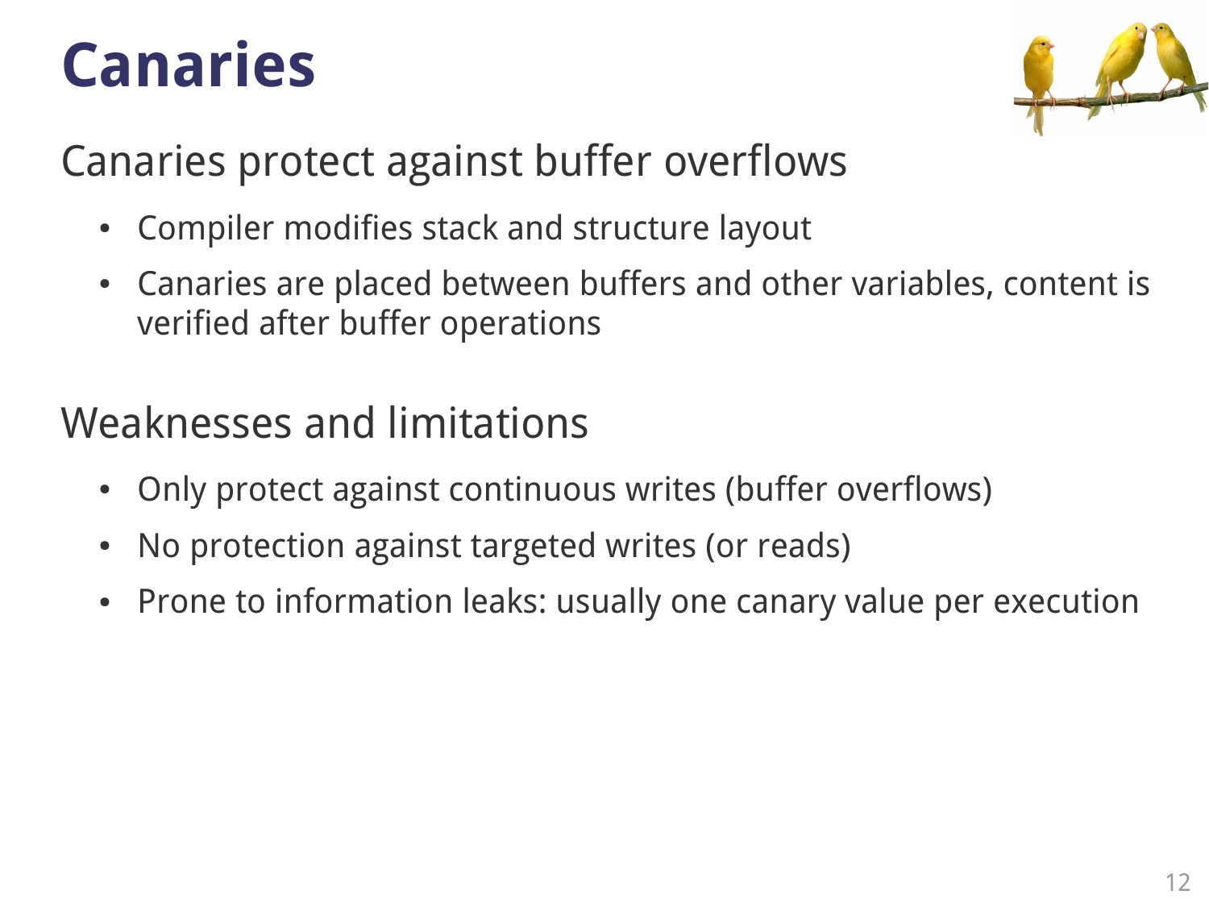# Canaries

## Canaries protect against buffer overflows

- Compiler modifies stack and structure layout
- Canaries are placed between buffers and other variables, content is verified after buffer operations

## Weaknesses and limitations

- Only protect against continuous writes (buffer overflows)
- No protection against targeted writes (or reads)
- Prone to information leaks: usually one canary value per execution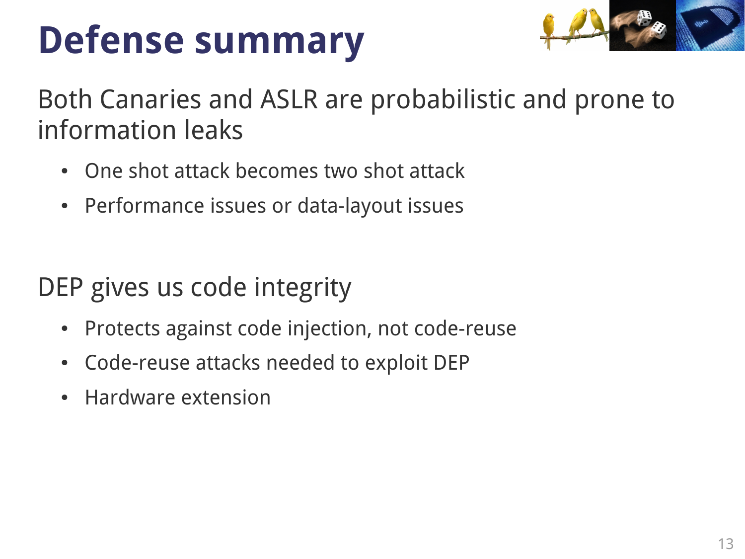# Defense summary

Both Canaries and ASLR are probabilistic and prone to information leaks

- One shot attack becomes two shot attack
- Performance issues or data-layout issues

DEP gives us code integrity

- Protects against code injection, not code-reuse
- Code-reuse attacks needed to exploit DEP
- Hardware extension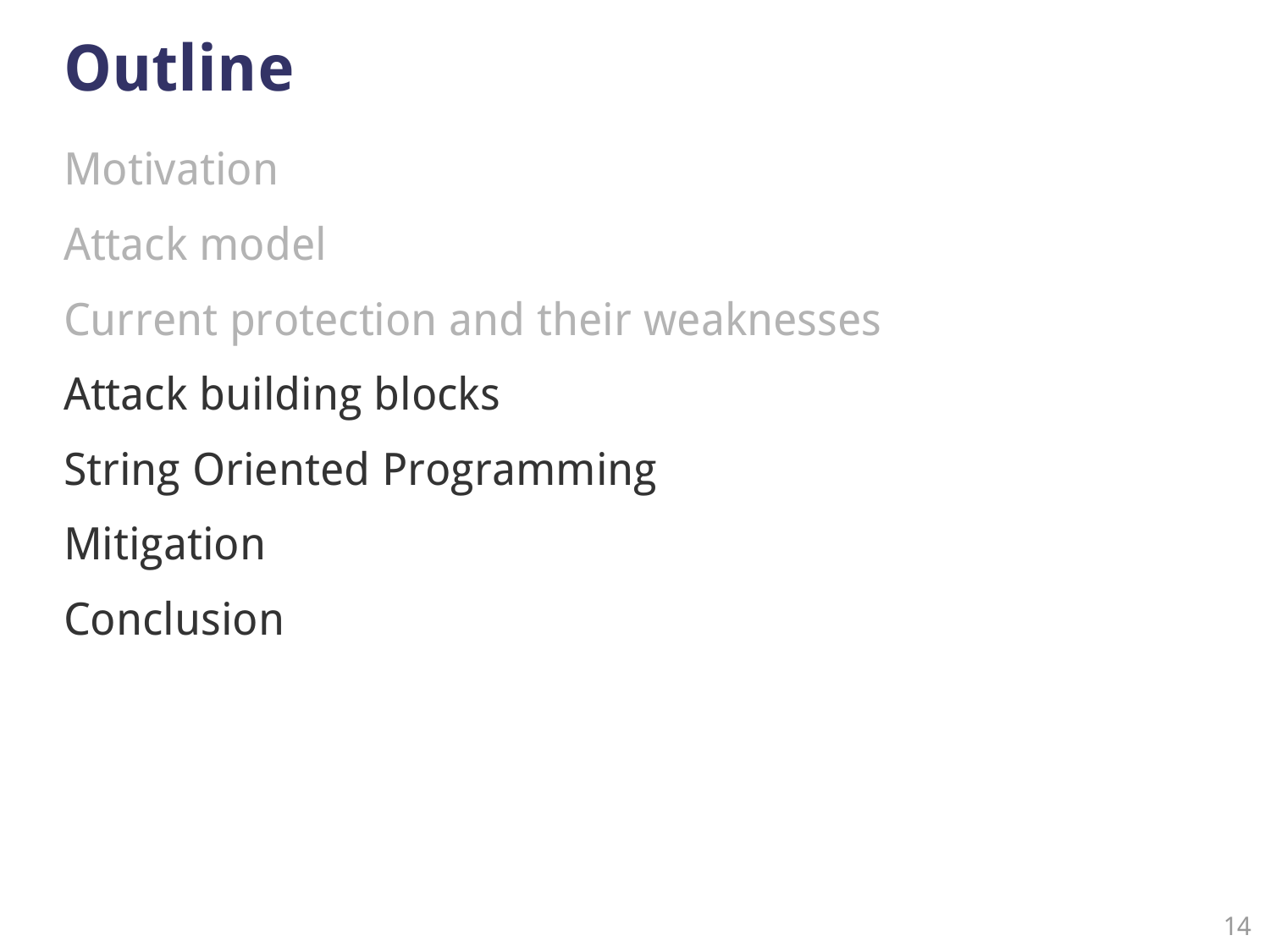# Outline

- Motivation
- Attack model
- Current protection and their weaknesses
- Attack building blocks
- String Oriented Programming
- Mitigation
- Conclusion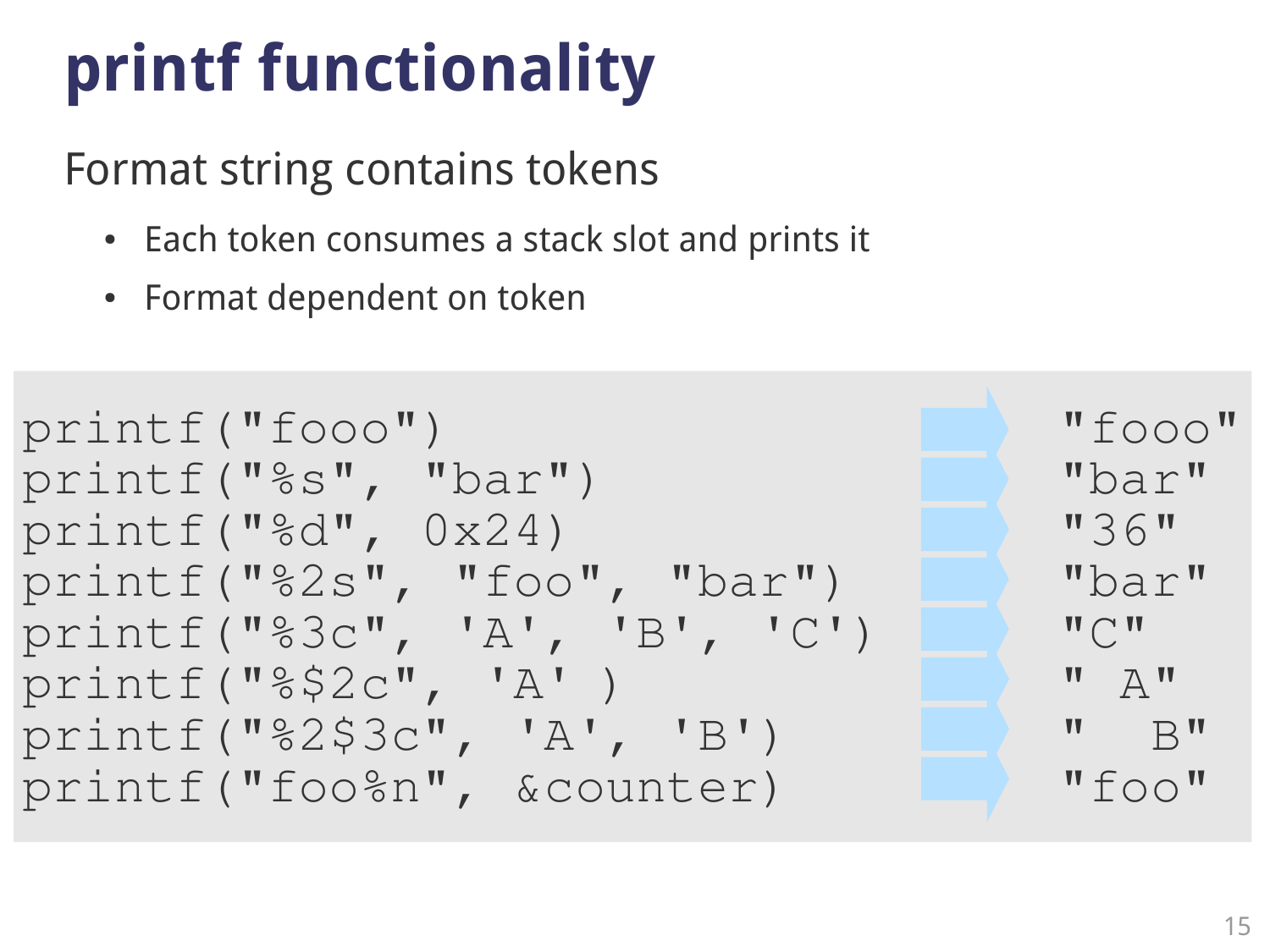# printf functionality

Format string contains tokens

- Each token consumes a stack slot and prints it
- Format dependent on token

```
printf("fooo")                        ->  "fooo"
printf("%s", "bar")                   ->  "bar"
printf("%d", 0x24)                    ->  "36"
printf("%2s", "foo", "bar")           ->  "bar"
printf("%3c", 'A', 'B', 'C')          ->  "C"
printf("%$2c", 'A' )                  ->  " A"
printf("%2$3c", 'A', 'B')             ->  "  B"
printf("foo%n", &counter)             ->  "foo"
```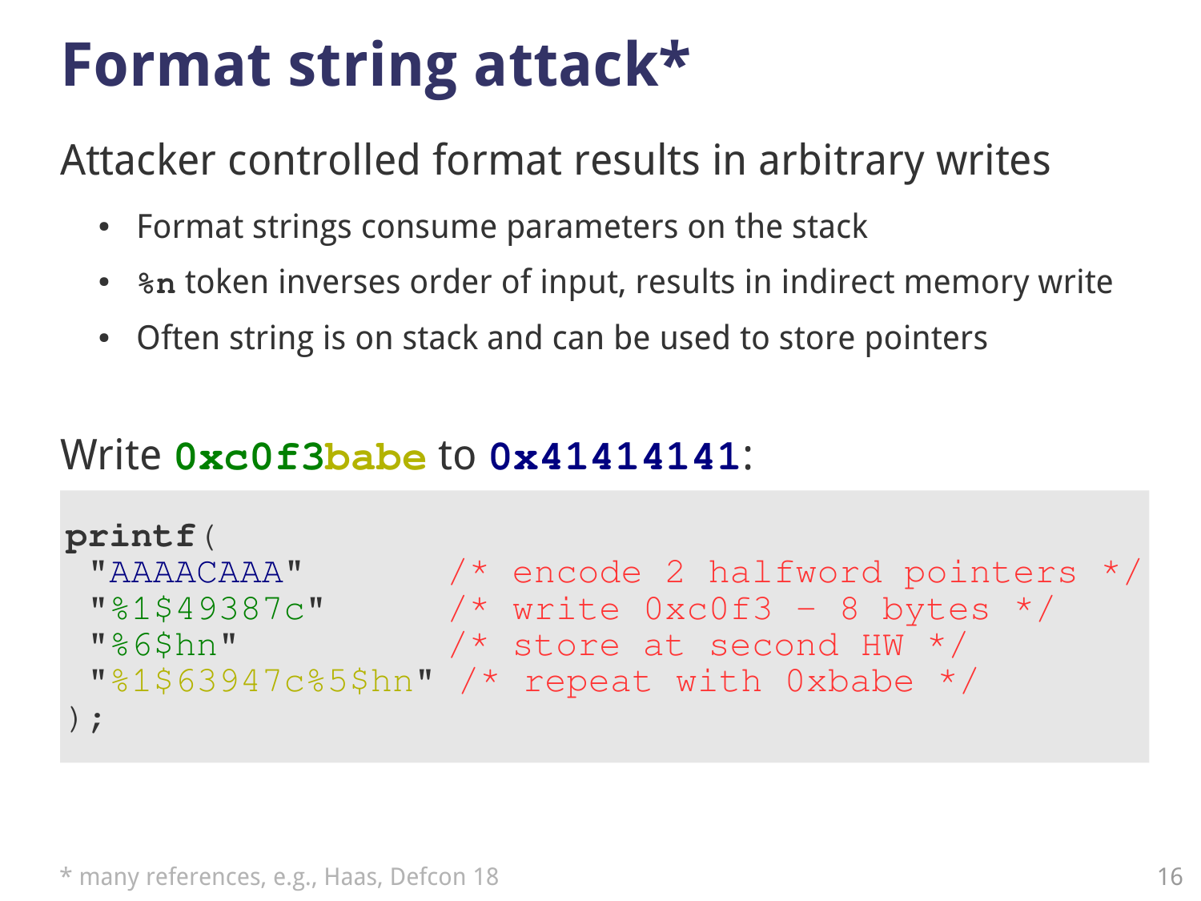# Format string attack*

Attacker controlled format results in arbitrary writes

- Format strings consume parameters on the stack
- **%n** token inverses order of input, results in indirect memory write
- Often string is on stack and can be used to store pointers

Write **0xc0f3babe** to **0x41414141**:

```
printf(
 "AAAACAAA"          /* encode 2 halfword pointers */
 "%1$49387c"         /* write 0xc0f3 - 8 bytes */
 "%6$hn"             /* store at second HW */
 "%1$63947c%5$hn"  /* repeat with 0xbabe */
);
```

* many references, e.g., Haas, Defcon 18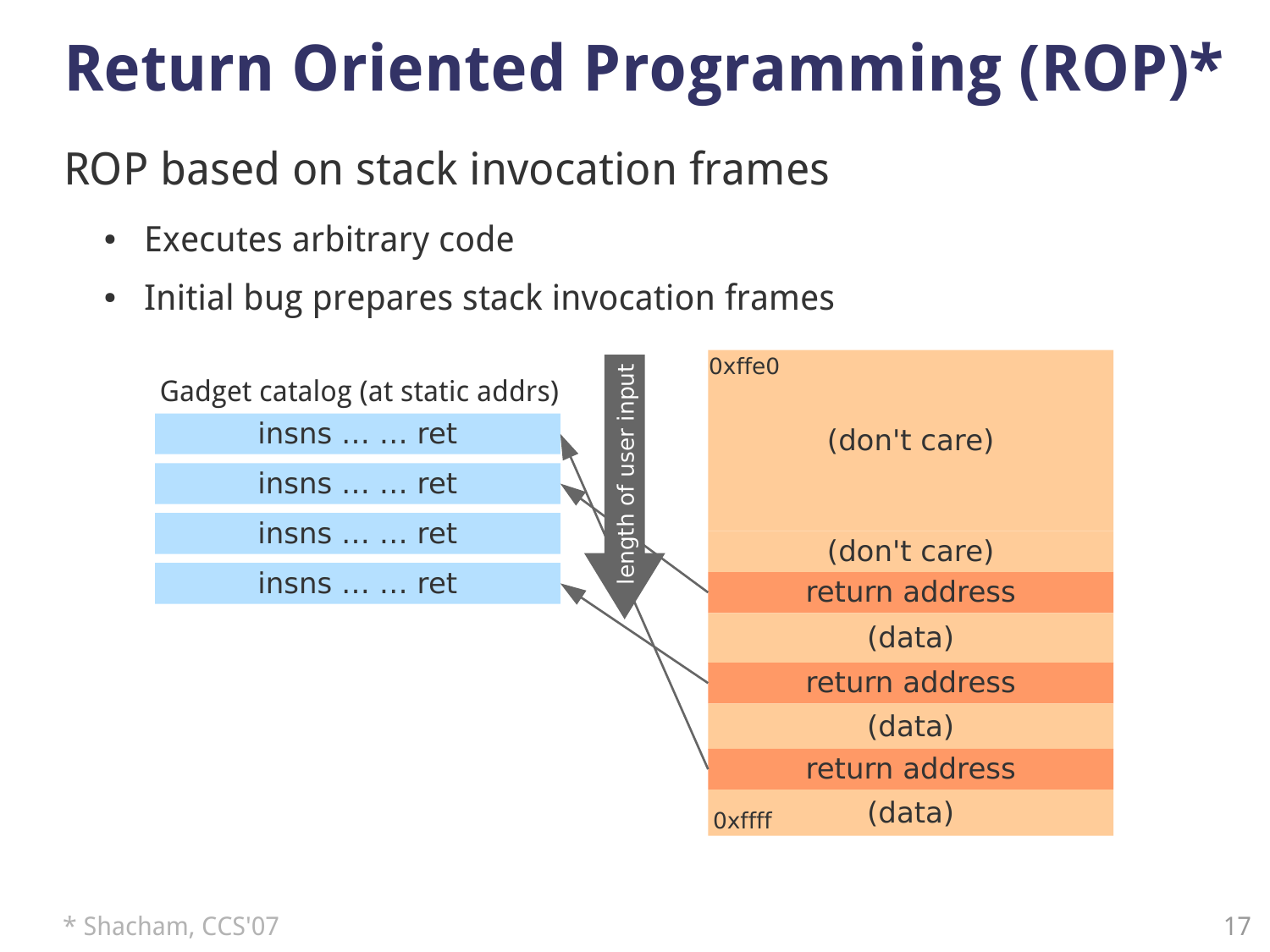# Return Oriented Programming (ROP)*

ROP based on stack invocation frames

- Executes arbitrary code
- Initial bug prepares stack invocation frames

Gadget catalog (at static addrs)

| |
|---|
| insns ... ... ret |
| insns ... ... ret |
| insns ... ... ret |
| insns ... ... ret |

length of user input

| |
|---|
| 0xffe0 (don't care) |
| (don't care) |
| return address |
| (data) |
| return address |
| (data) |
| return address |
| 0xffff (data) |

* Shacham, CCS'07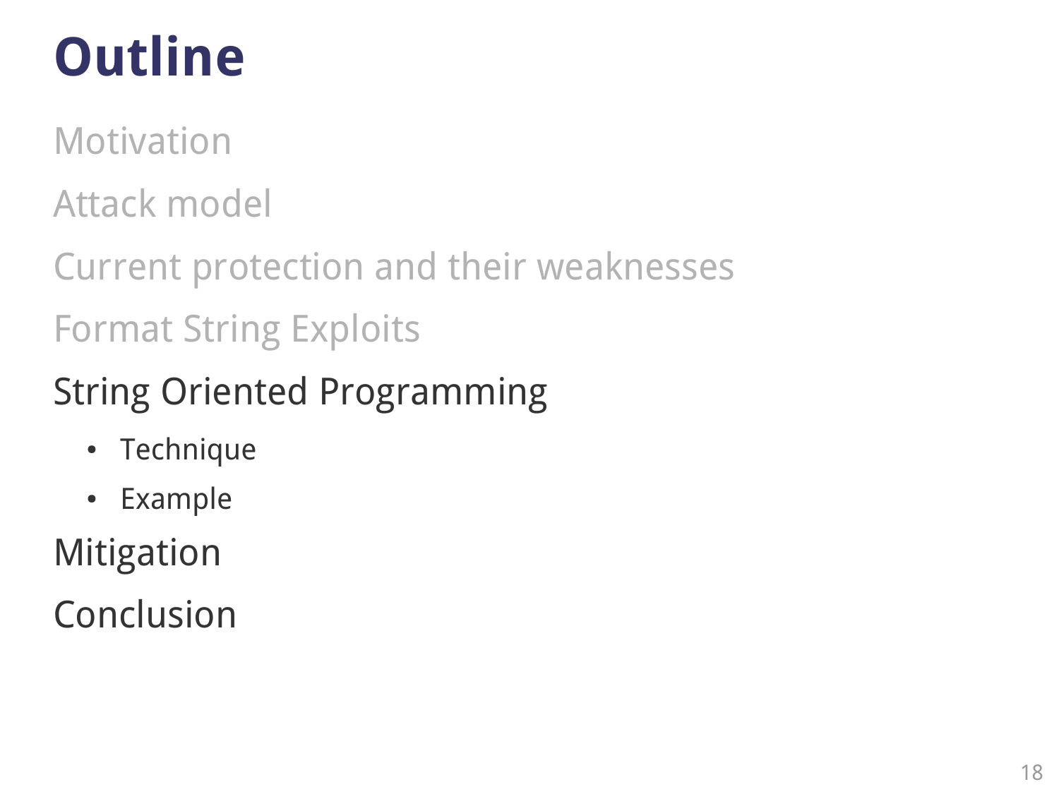# Outline

Motivation

Attack model

Current protection and their weaknesses

Format String Exploits

String Oriented Programming

- Technique
- Example

Mitigation

Conclusion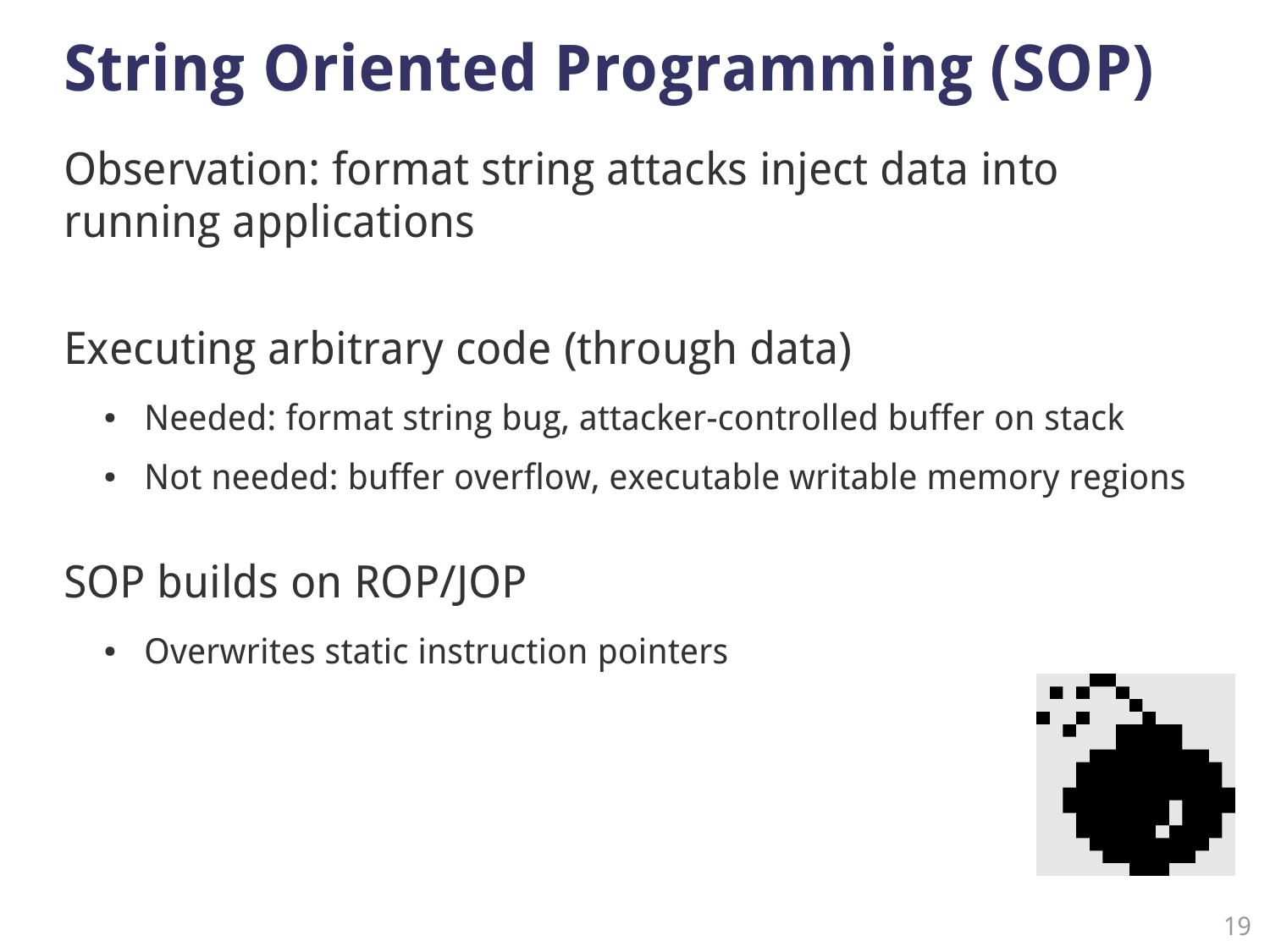# String Oriented Programming (SOP)

Observation: format string attacks inject data into running applications

Executing arbitrary code (through data)

- Needed: format string bug, attacker-controlled buffer on stack
- Not needed: buffer overflow, executable writable memory regions

SOP builds on ROP/JOP

- Overwrites static instruction pointers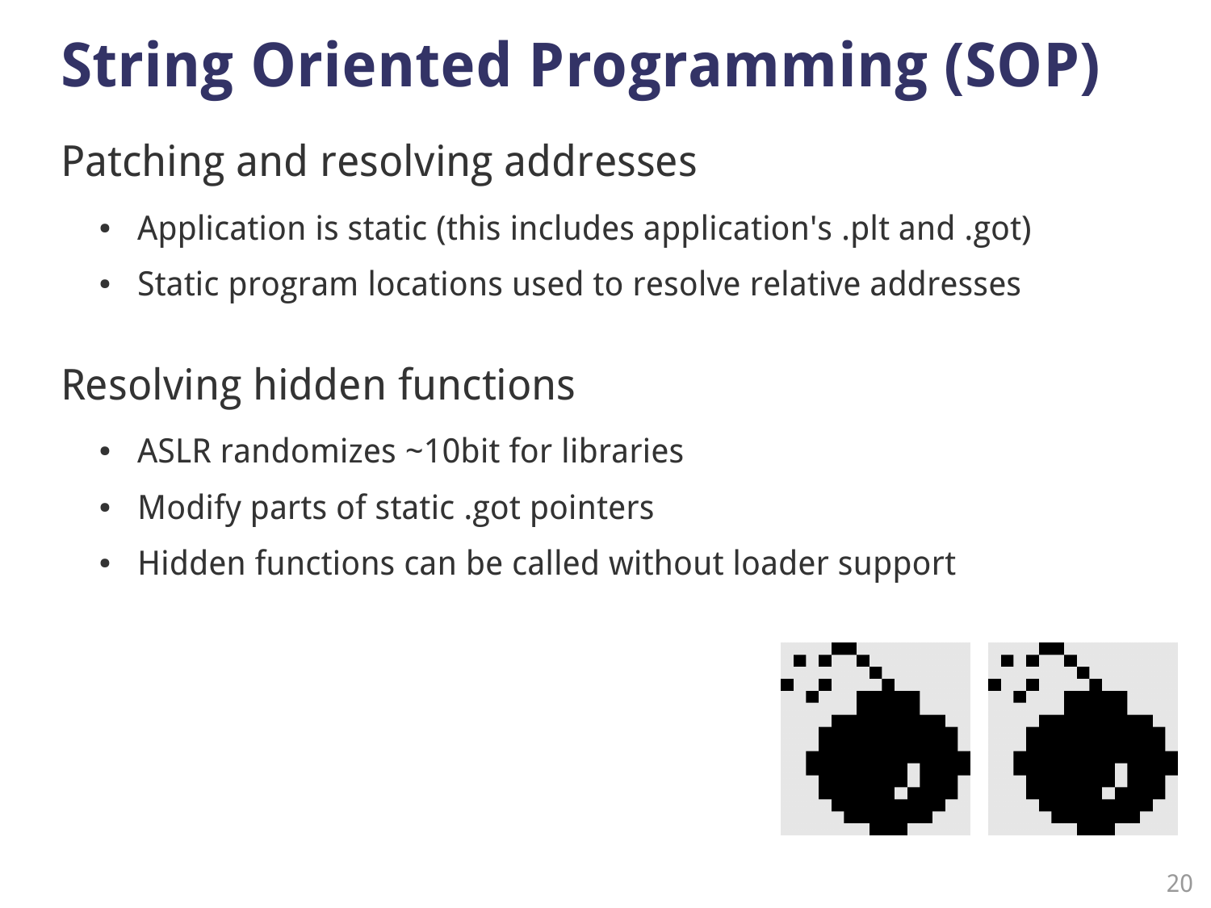# String Oriented Programming (SOP)

## Patching and resolving addresses

- Application is static (this includes application's .plt and .got)
- Static program locations used to resolve relative addresses

## Resolving hidden functions

- ASLR randomizes ~10bit for libraries
- Modify parts of static .got pointers
- Hidden functions can be called without loader support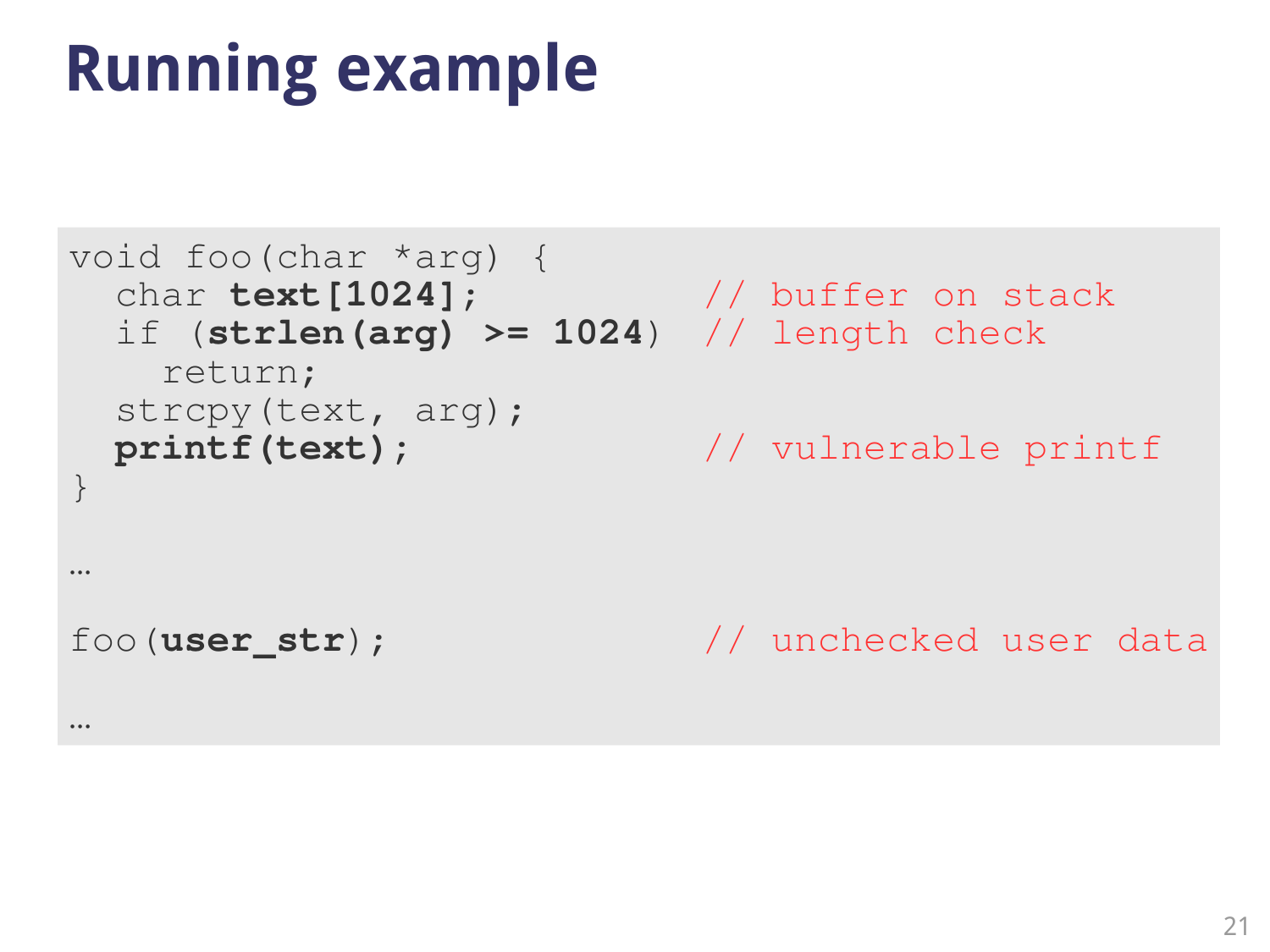# Running example

```
void foo(char *arg) {
  char text[1024];              // buffer on stack
  if (strlen(arg) >= 1024)  // length check
    return;
  strcpy(text, arg);
  printf(text);                 // vulnerable printf
}

…

foo(user_str);                  // unchecked user data

…
```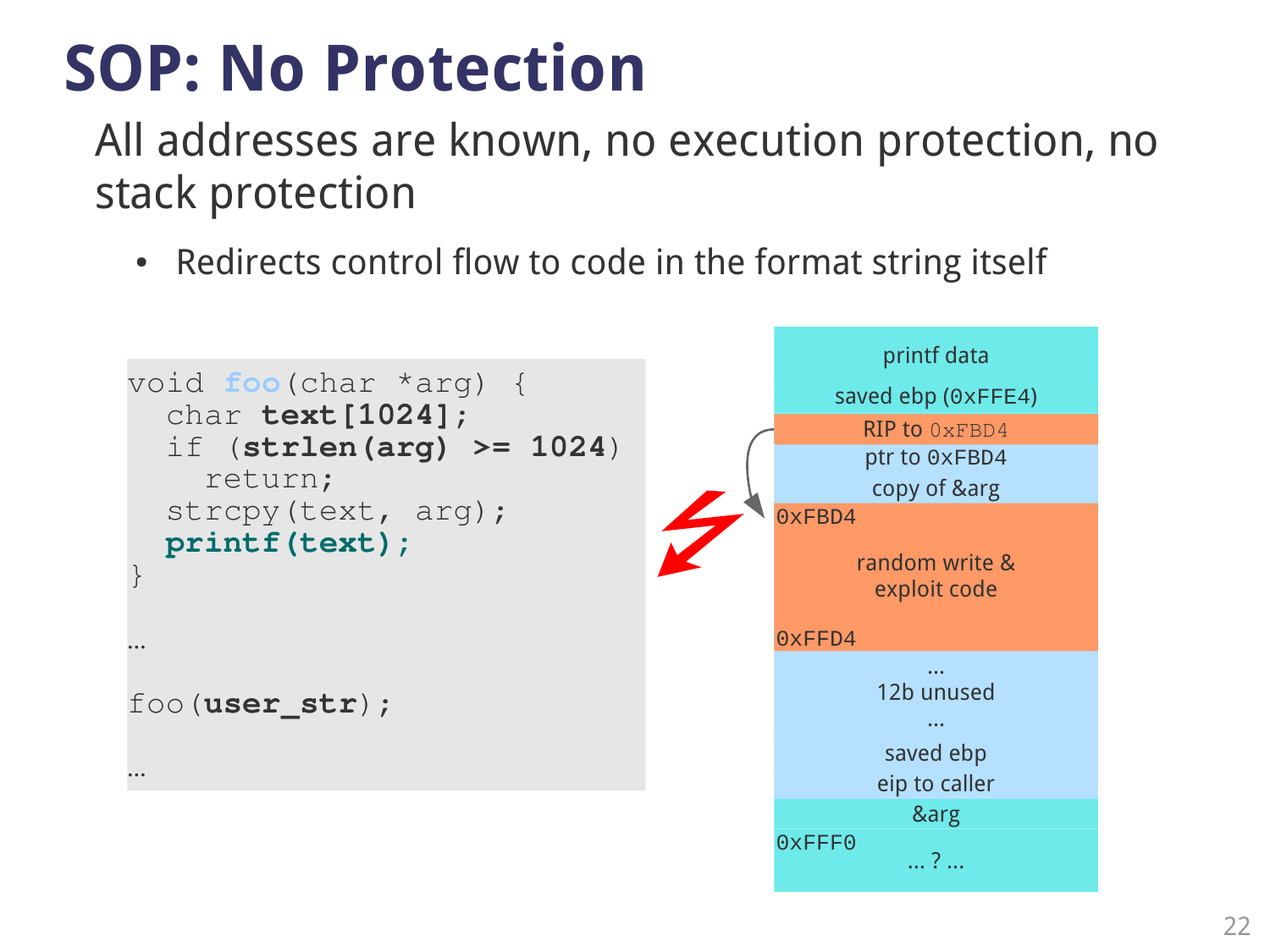# SOP: No Protection

All addresses are known, no execution protection, no stack protection

- Redirects control flow to code in the format string itself

```
void foo(char *arg) {
  char text[1024];
  if (strlen(arg) >= 1024)
    return;
  strcpy(text, arg);
  printf(text);
}

...

foo(user_str);

...
```

| Stack |
|---|
| printf data |
| saved ebp (0xFFE4) |
| RIP to 0xFBD4 |
| ptr to 0xFBD4 |
| copy of &arg |
| 0xFBD4 random write & exploit code 0xFFD4 |
| ... 12b unused ... |
| saved ebp |
| eip to caller |
| &arg |
| 0xFFF0 ... ? ... |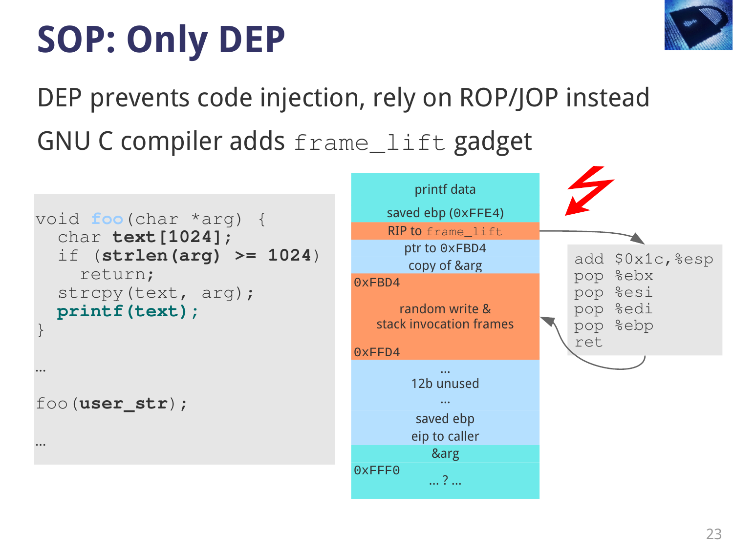# SOP: Only DEP

DEP prevents code injection, rely on ROP/JOP instead

GNU C compiler adds `frame_lift` gadget

```
void foo(char *arg) {
  char text[1024];
  if (strlen(arg) >= 1024)
    return;
  strcpy(text, arg);
  printf(text);
}

...

foo(user_str);

...
```

| Stack |
|---|
| printf data |
| saved ebp (0xFFE4) |
| RIP to `frame_lift` |
| ptr to 0xFBD4 |
| copy of &arg |
| 0xFBD4 random write & stack invocation frames 0xFFD4 |
| ... 12b unused ... |
| saved ebp eip to caller |
| &arg |
| 0xFFF0 ... ? ... |

```
add $0x1c,%esp
pop %ebx
pop %esi
pop %edi
pop %ebp
ret
```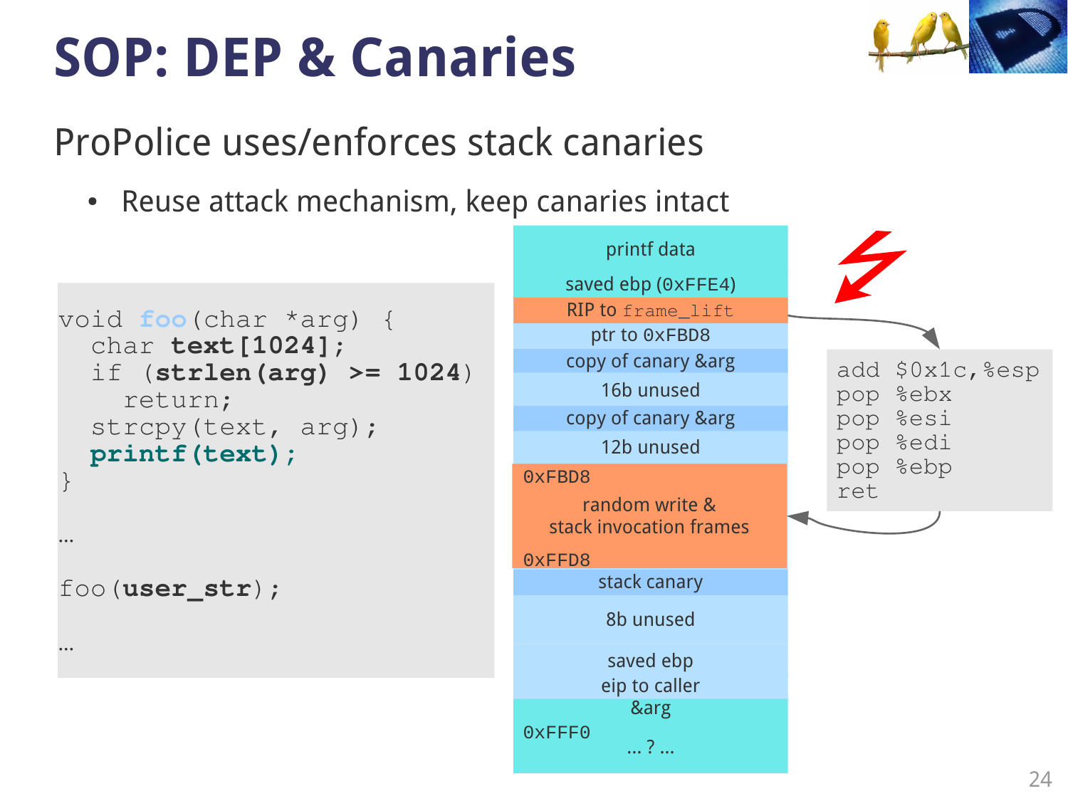# SOP: DEP & Canaries

ProPolice uses/enforces stack canaries

- Reuse attack mechanism, keep canaries intact

```
void foo(char *arg) {
  char text[1024];
  if (strlen(arg) >= 1024)
    return;
  strcpy(text, arg);
  printf(text);
}

...

foo(user_str);

...
```

| Stack |
|---|
| printf data<br>saved ebp (0xFFE4) |
| RIP to frame_lift |
| ptr to 0xFBD8 |
| copy of canary &arg |
| 16b unused |
| copy of canary &arg |
| 12b unused |
| 0xFBD8<br>random write &<br>stack invocation frames<br>0xFFD8 |
| stack canary |
| 8b unused |
| saved ebp<br>eip to caller |
| &arg<br>0xFFF0<br>... ? ... |

```
add $0x1c,%esp
pop %ebx
pop %esi
pop %edi
pop %ebp
ret
```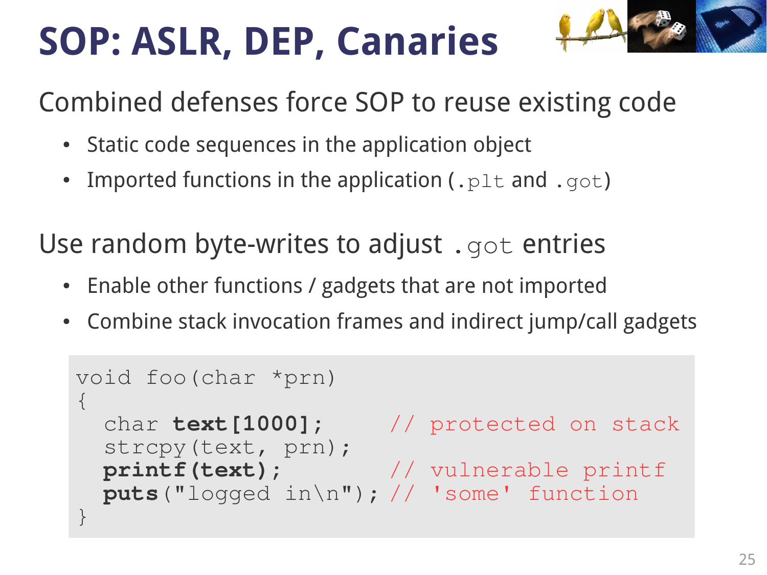# SOP: ASLR, DEP, Canaries

Combined defenses force SOP to reuse existing code

- Static code sequences in the application object
- Imported functions in the application (`.plt` and `.got`)

Use random byte-writes to adjust `.got` entries

- Enable other functions / gadgets that are not imported
- Combine stack invocation frames and indirect jump/call gadgets

```
void foo(char *prn)
{
  char text[1000];      // protected on stack
  strcpy(text, prn);
  printf(text);         // vulnerable printf
  puts("logged in\n"); // 'some' function
}
```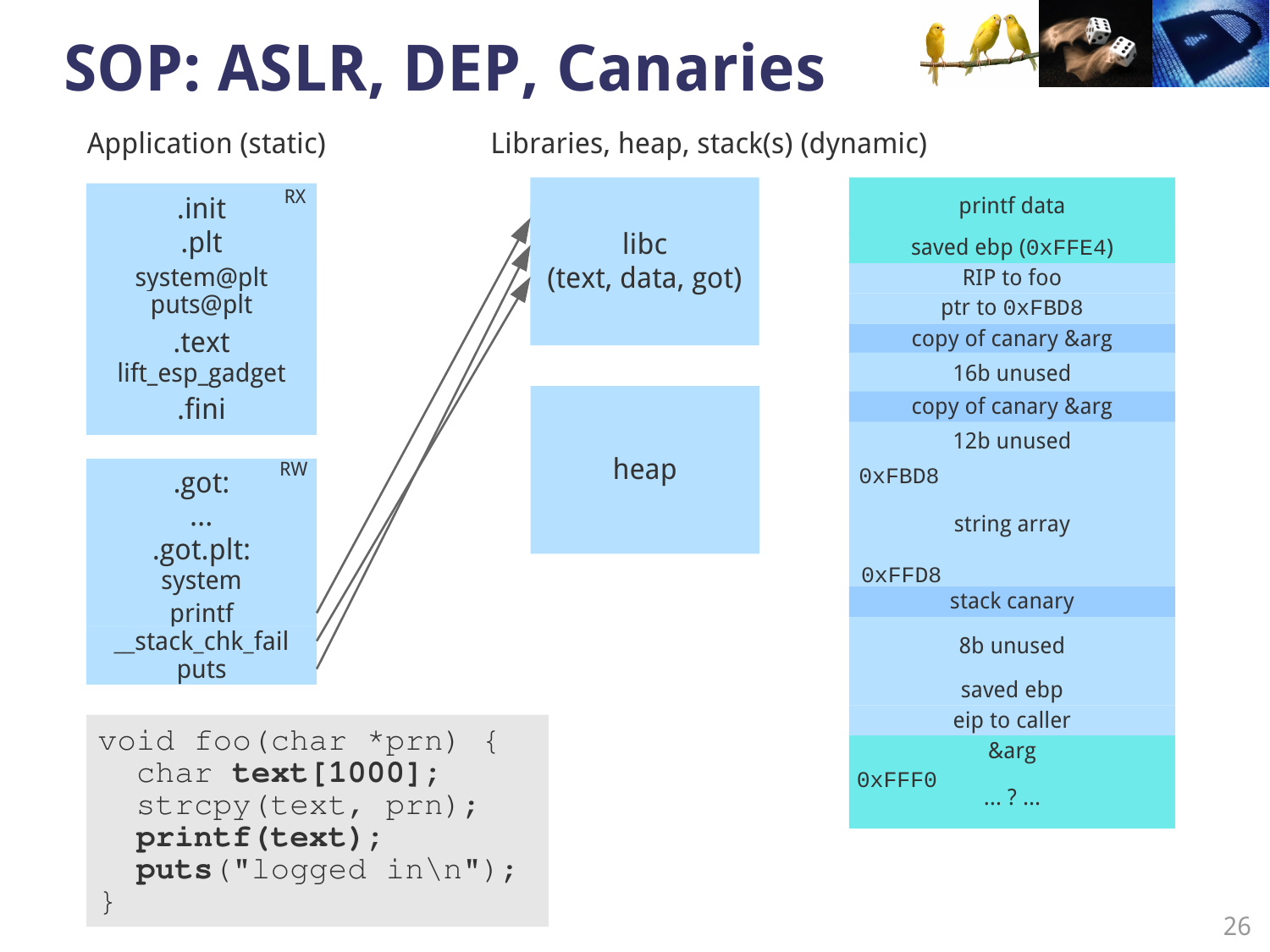# SOP: ASLR, DEP, Canaries

Application (static)

.init
.plt
system@plt
puts@plt
.text
lift_esp_gadget
.fini

RX

.got:
...
.got.plt:
system
printf
__stack_chk_fail
puts

RW

Libraries, heap, stack(s) (dynamic)

libc
(text, data, got)

heap

| |
|---|
| printf data |
| saved ebp (0xFFE4) |
| RIP to foo |
| ptr to 0xFBD8 |
| copy of canary &arg |
| 16b unused |
| copy of canary &arg |
| 12b unused |
| 0xFBD8 |
| string array |
| 0xFFD8 |
| stack canary |
| 8b unused |
| saved ebp |
| eip to caller |
| &arg |
| 0xFFF0 ... ? ... |

```
void foo(char *prn) {
  char text[1000];
  strcpy(text, prn);
  printf(text);
  puts("logged in\n");
}
```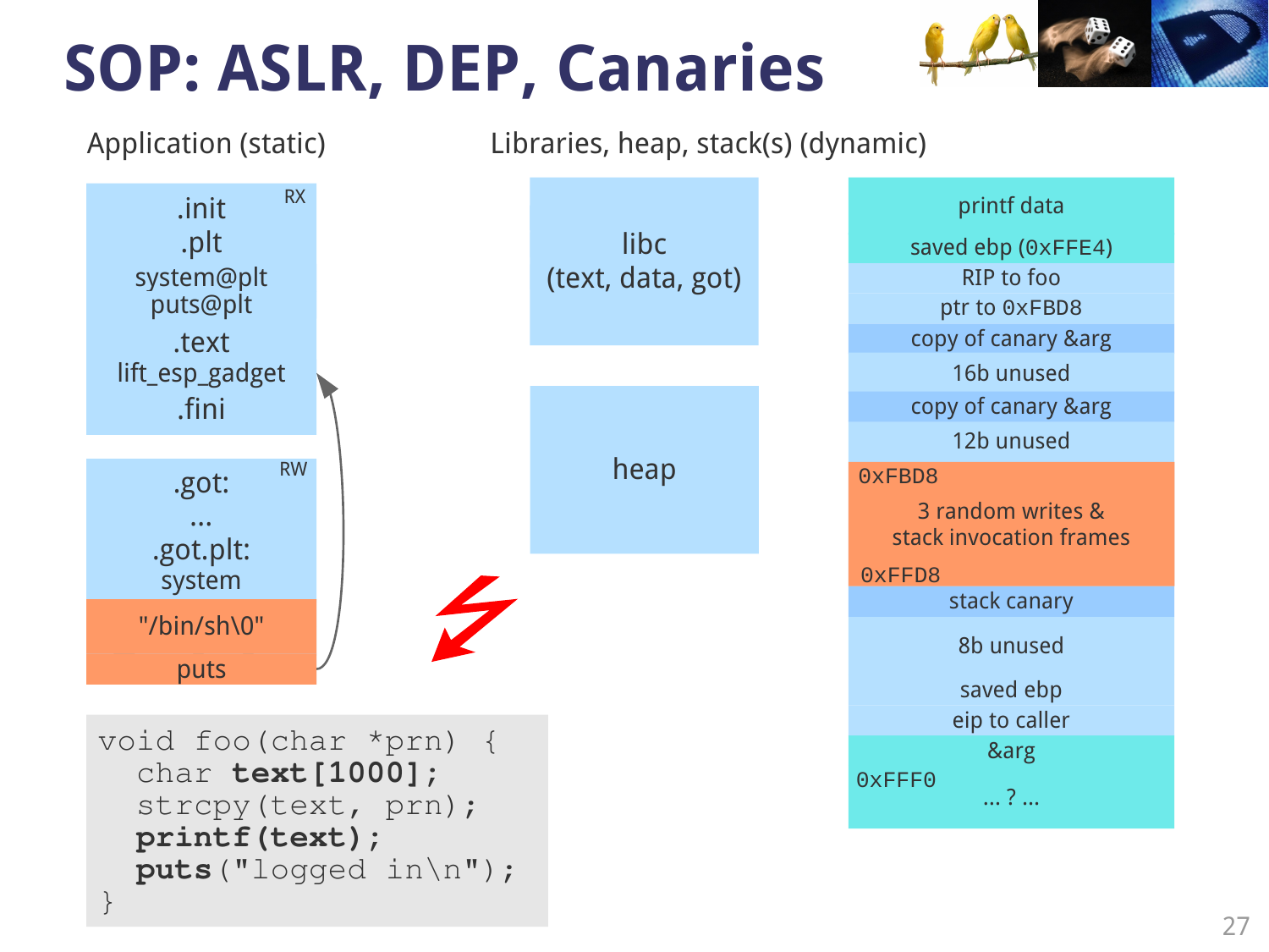# SOP: ASLR, DEP, Canaries

Application (static)

.init RX
.plt
system@plt
puts@plt
.text
lift_esp_gadget
.fini

.got: RW
...
.got.plt:
system
"/bin/sh\0"
puts

Libraries, heap, stack(s) (dynamic)

libc
(text, data, got)

heap

printf data
saved ebp (0xFFE4)
RIP to foo
ptr to 0xFBD8
copy of canary &arg
16b unused
copy of canary &arg
12b unused
0xFBD8
3 random writes &
stack invocation frames
0xFFD8
stack canary
8b unused
saved ebp
eip to caller
&arg
0xFFF0
... ? ...

```
void foo(char *prn) {
  char text[1000];
  strcpy(text, prn);
  printf(text);
  puts("logged in\n");
}
```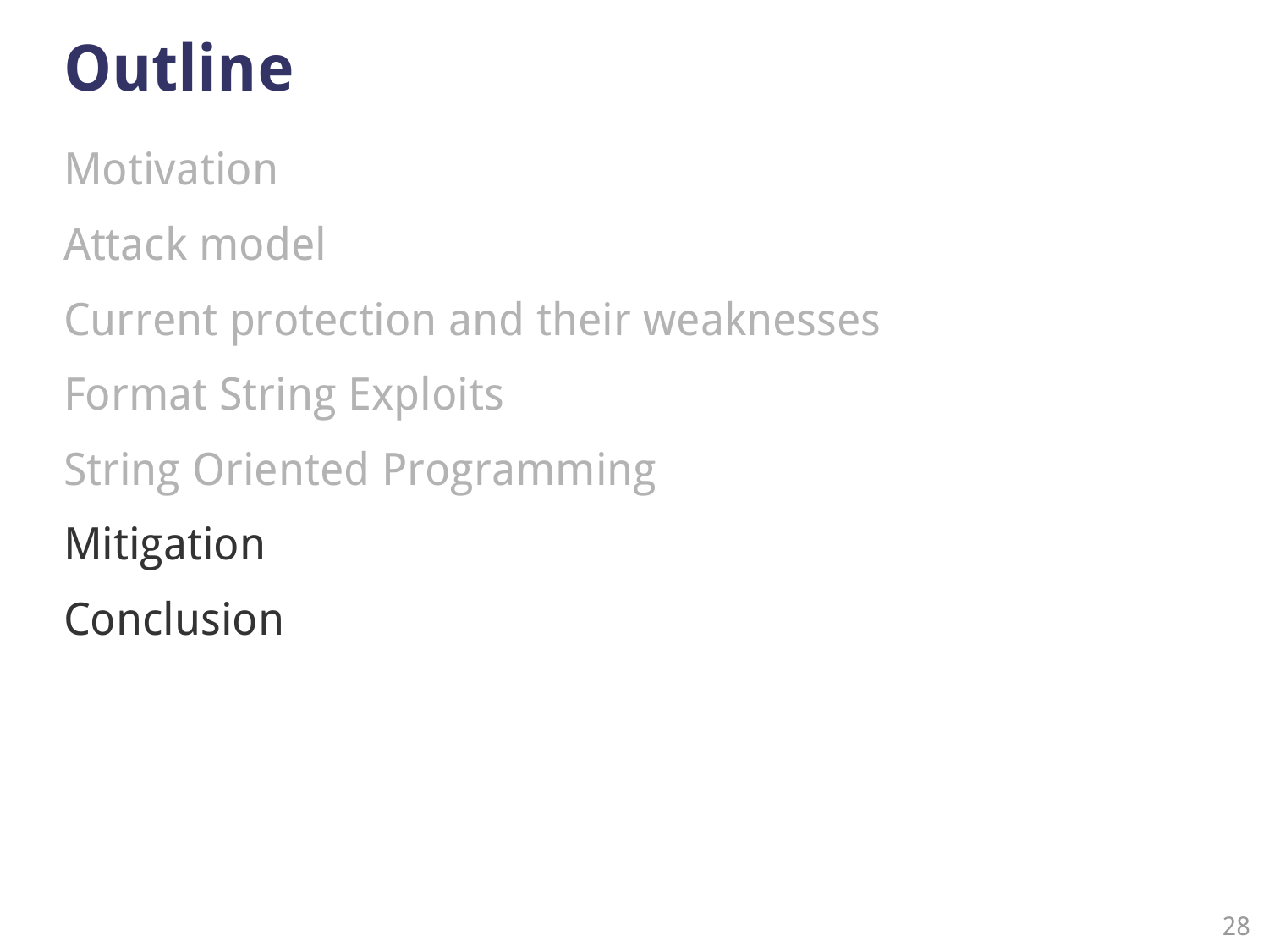# Outline

- Motivation
- Attack model
- Current protection and their weaknesses
- Format String Exploits
- String Oriented Programming
- Mitigation
- Conclusion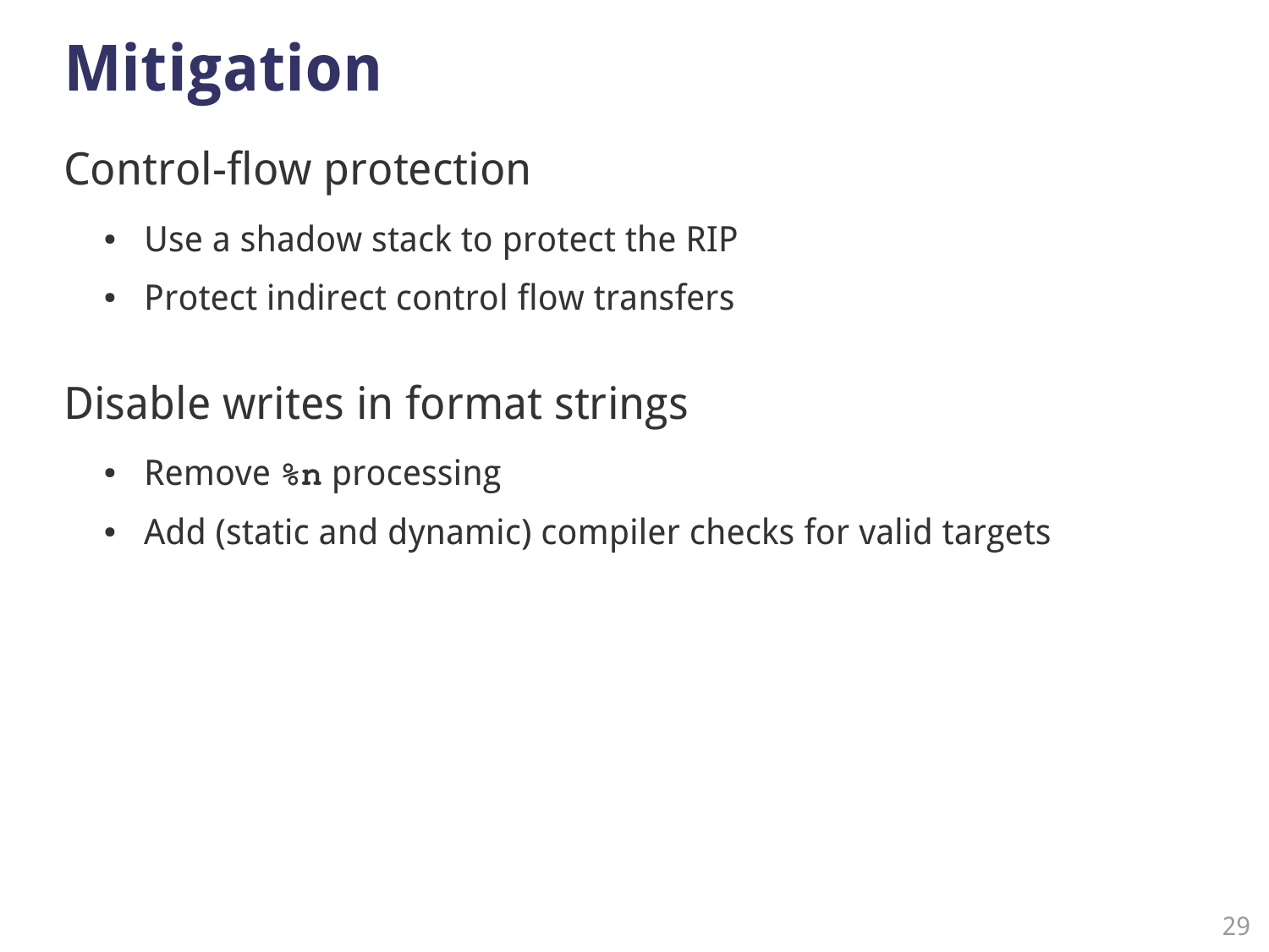# Mitigation

## Control-flow protection

- Use a shadow stack to protect the RIP
- Protect indirect control flow transfers

## Disable writes in format strings

- Remove `%n` processing
- Add (static and dynamic) compiler checks for valid targets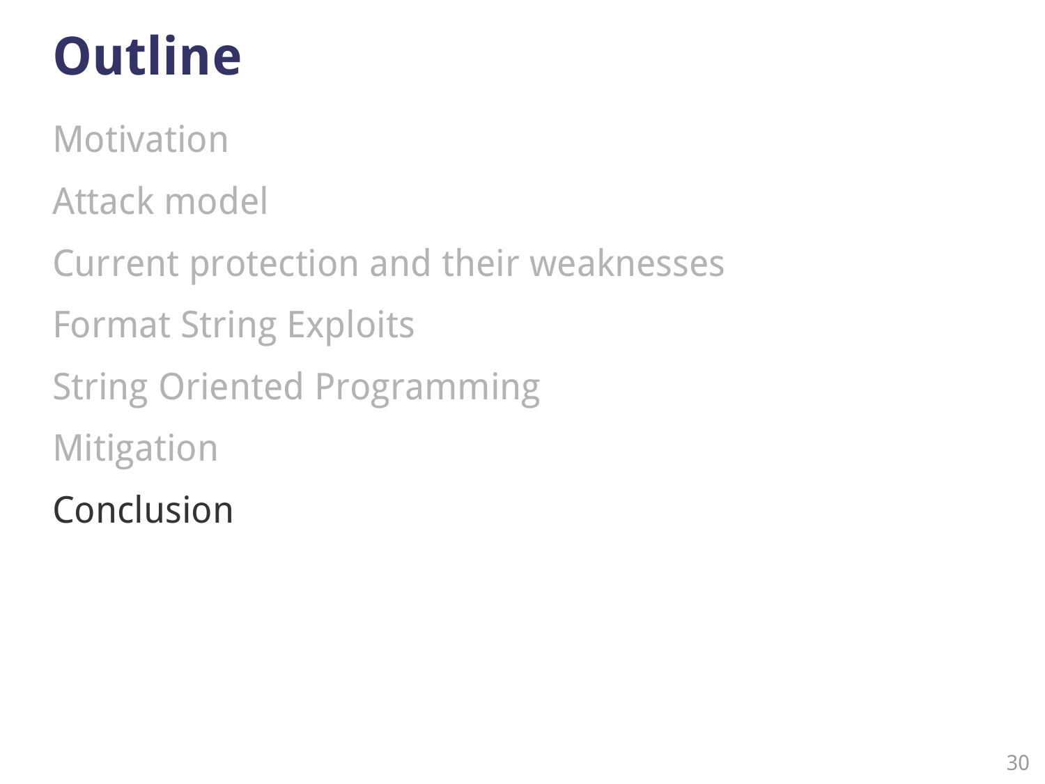# Outline

- Motivation
- Attack model
- Current protection and their weaknesses
- Format String Exploits
- String Oriented Programming
- Mitigation
- Conclusion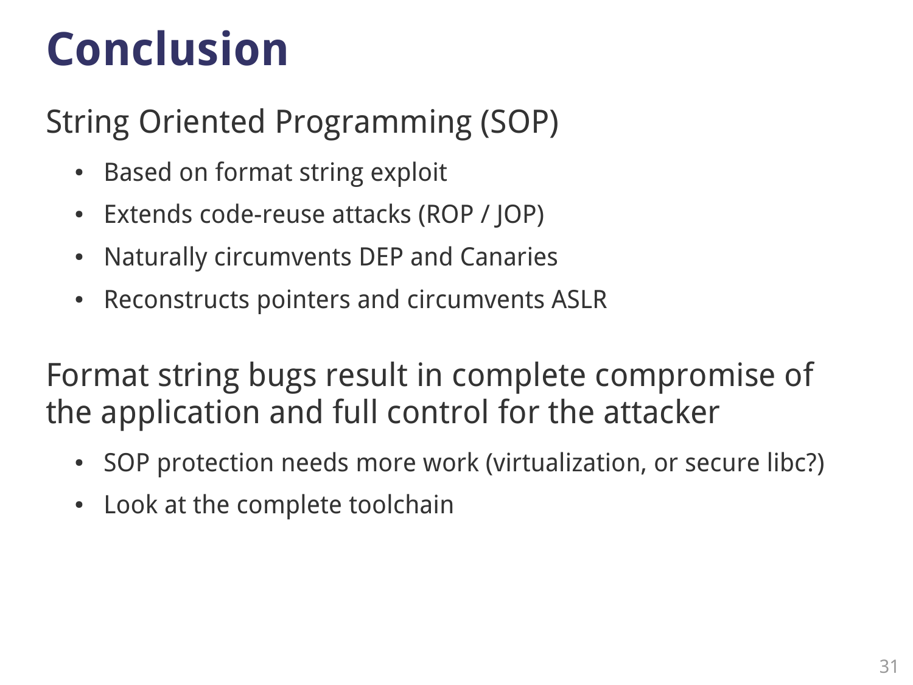# Conclusion

String Oriented Programming (SOP)

- Based on format string exploit
- Extends code-reuse attacks (ROP / JOP)
- Naturally circumvents DEP and Canaries
- Reconstructs pointers and circumvents ASLR

Format string bugs result in complete compromise of the application and full control for the attacker

- SOP protection needs more work (virtualization, or secure libc?)
- Look at the complete toolchain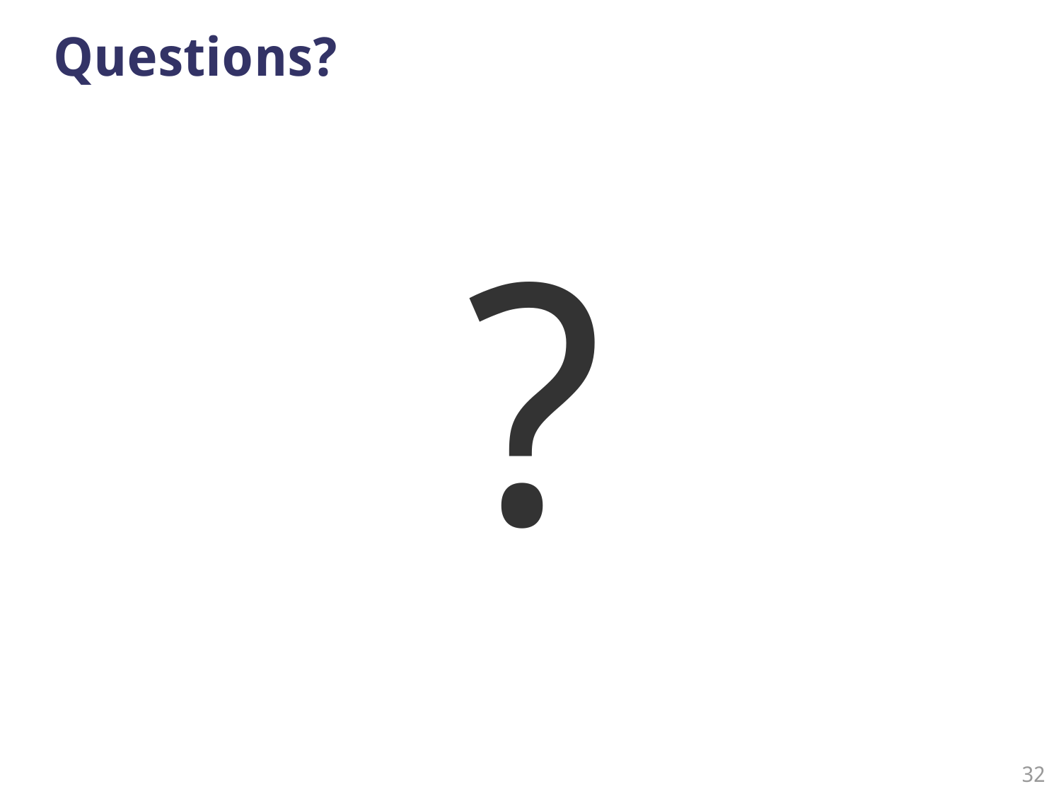# Questions?

?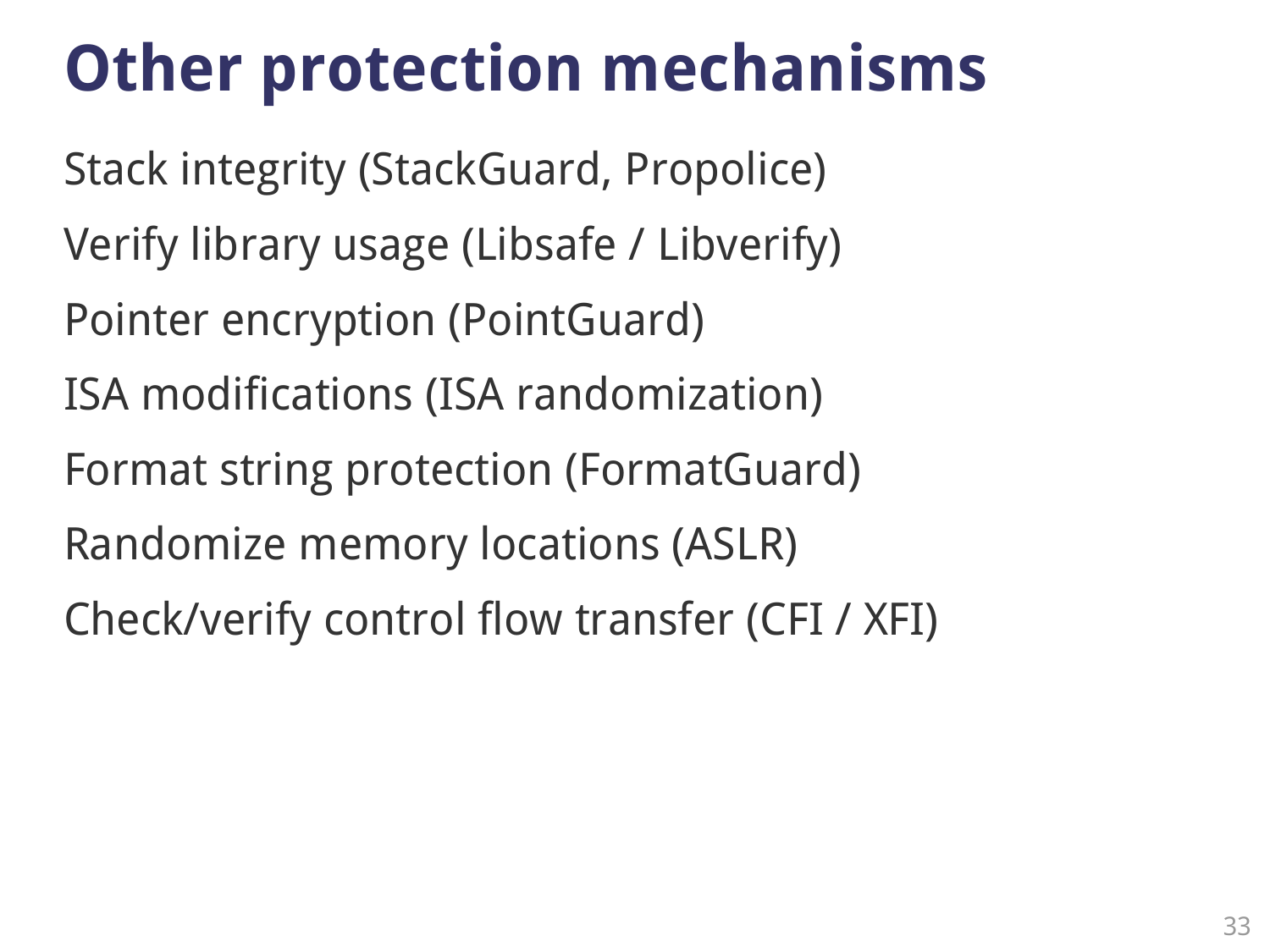# Other protection mechanisms

Stack integrity (StackGuard, Propolice)

Verify library usage (Libsafe / Libverify)

Pointer encryption (PointGuard)

ISA modifications (ISA randomization)

Format string protection (FormatGuard)

Randomize memory locations (ASLR)

Check/verify control flow transfer (CFI / XFI)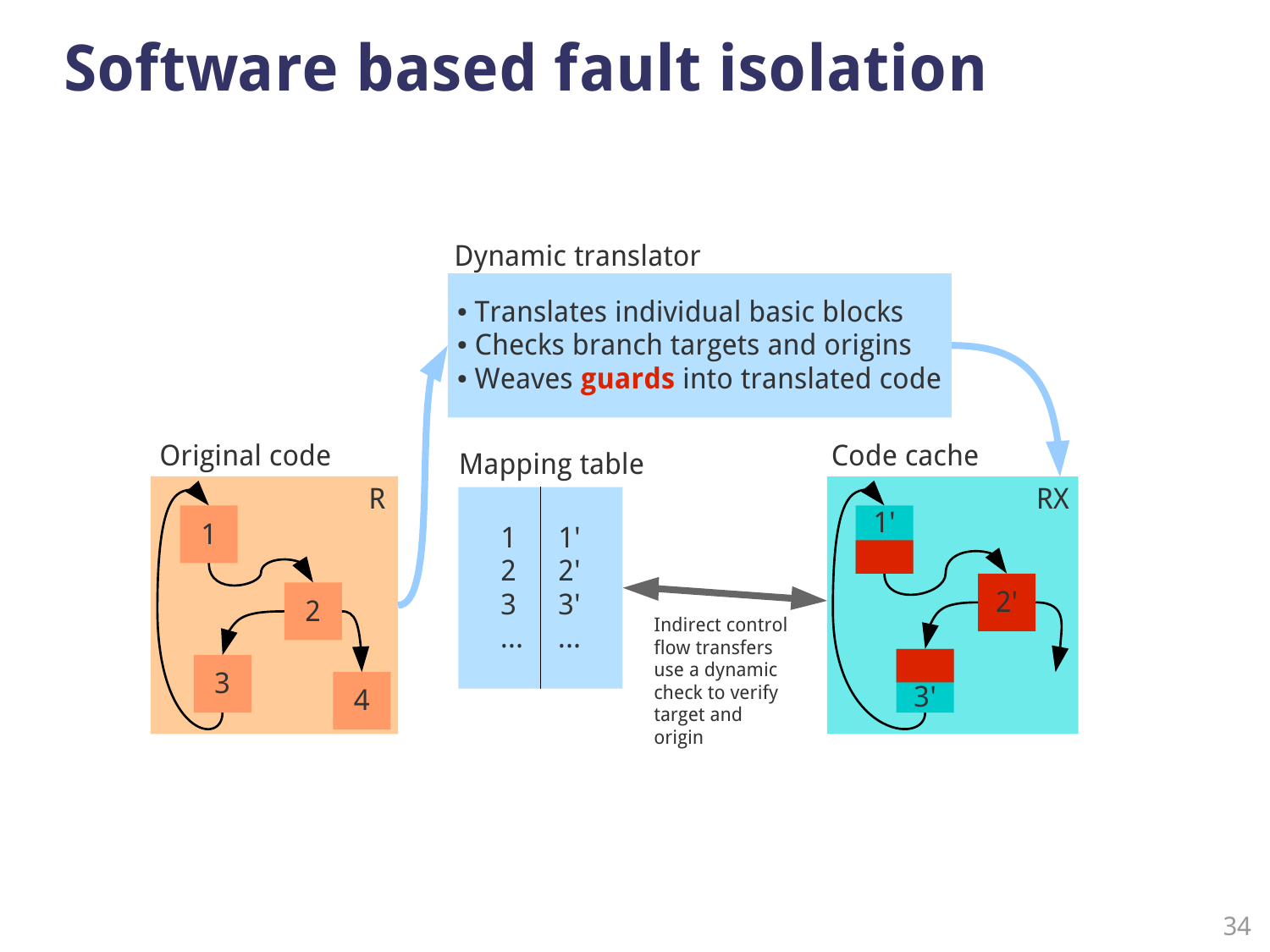# Software based fault isolation

Dynamic translator

- Translates individual basic blocks
- Checks branch targets and origins
- Weaves **guards** into translated code

Original code

R

1
2
3
4

Mapping table

| | |
|---|---|
| 1 | 1' |
| 2 | 2' |
| 3 | 3' |
| ... | ... |

Indirect control flow transfers use a dynamic check to verify target and origin

Code cache

RX

1'
2'
3'